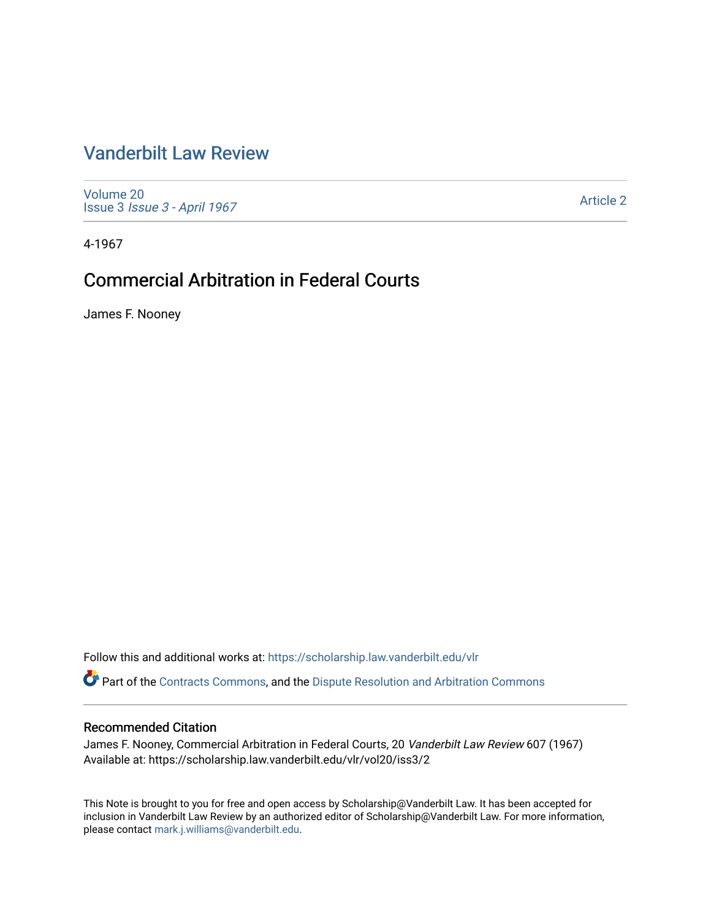# Vanderbilt Law Review

Volume 20
Issue 3 *Issue 3 - April 1967*

Article 2

4-1967

## Commercial Arbitration in Federal Courts

James F. Nooney

Follow this and additional works at: https://scholarship.law.vanderbilt.edu/vlr

Part of the Contracts Commons, and the Dispute Resolution and Arbitration Commons

### Recommended Citation

James F. Nooney, Commercial Arbitration in Federal Courts, 20 *Vanderbilt Law Review* 607 (1967)
Available at: https://scholarship.law.vanderbilt.edu/vlr/vol20/iss3/2

This Note is brought to you for free and open access by Scholarship@Vanderbilt Law. It has been accepted for inclusion in Vanderbilt Law Review by an authorized editor of Scholarship@Vanderbilt Law. For more information, please contact mark.j.williams@vanderbilt.edu.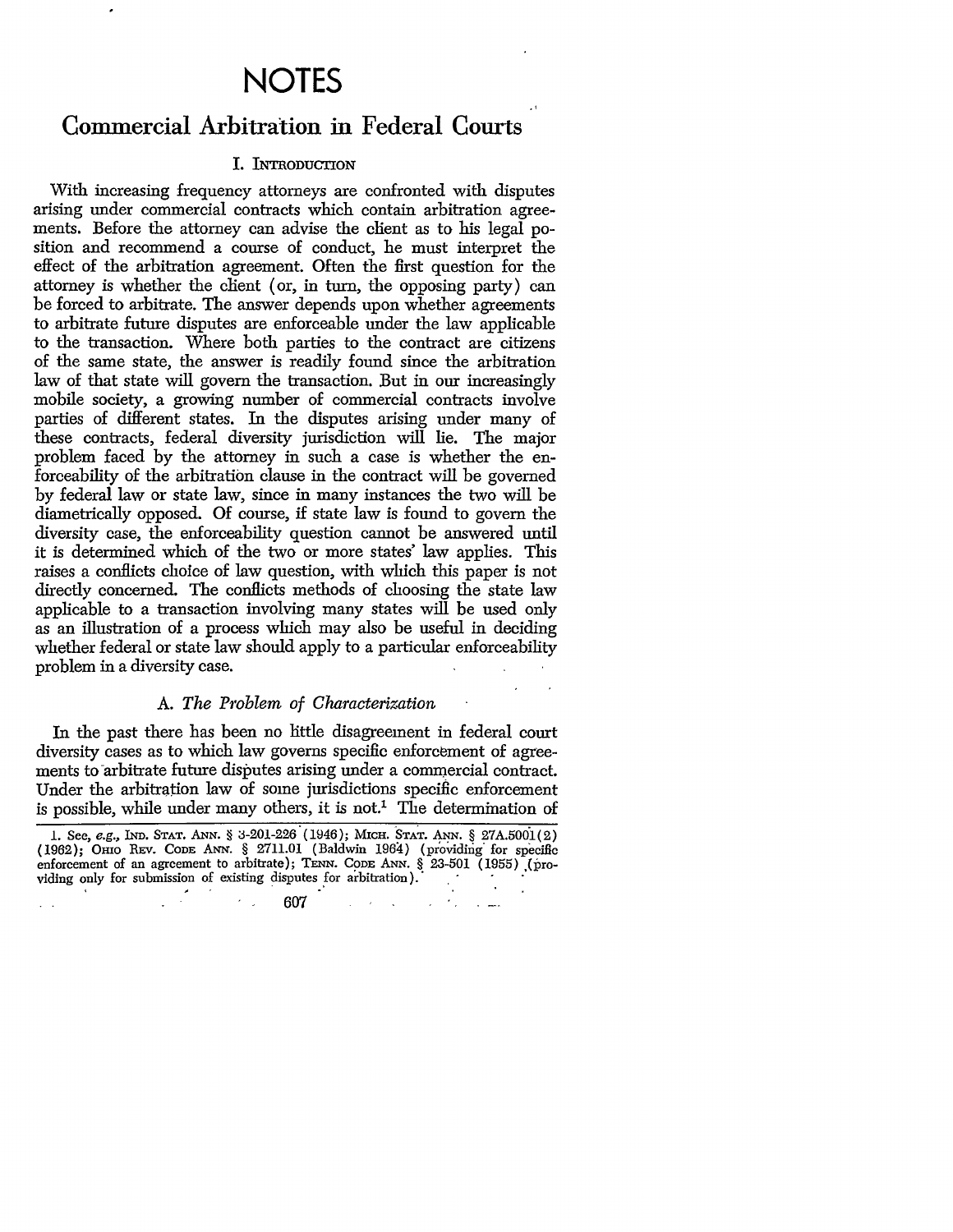# NOTES

## Commercial Arbitration in Federal Courts

### I. Introduction

With increasing frequency attorneys are confronted with disputes arising under commercial contracts which contain arbitration agreements. Before the attorney can advise the client as to his legal position and recommend a course of conduct, he must interpret the effect of the arbitration agreement. Often the first question for the attorney is whether the client (or, in turn, the opposing party) can be forced to arbitrate. The answer depends upon whether agreements to arbitrate future disputes are enforceable under the law applicable to the transaction. Where both parties to the contract are citizens of the same state, the answer is readily found since the arbitration law of that state will govern the transaction. But in our increasingly mobile society, a growing number of commercial contracts involve parties of different states. In the disputes arising under many of these contracts, federal diversity jurisdiction will lie. The major problem faced by the attorney in such a case is whether the enforceability of the arbitration clause in the contract will be governed by federal law or state law, since in many instances the two will be diametrically opposed. Of course, if state law is found to govern the diversity case, the enforceability question cannot be answered until it is determined which of the two or more states' law applies. This raises a conflicts choice of law question, with which this paper is not directly concerned. The conflicts methods of choosing the state law applicable to a transaction involving many states will be used only as an illustration of a process which may also be useful in deciding whether federal or state law should apply to a particular enforceability problem in a diversity case.

#### A. *The Problem of Characterization*

In the past there has been no little disagreement in federal court diversity cases as to which law governs specific enforcement of agreements to arbitrate future disputes arising under a commercial contract. Under the arbitration law of some jurisdictions specific enforcement is possible, while under many others, it is not.[1] The determination of

---

1. See, *e.g.*, Ind. Stat. Ann. § 3-201-226 (1946); Mich. Stat. Ann. § 27A.5001(2) (1962); Ohio Rev. Code Ann. § 2711.01 (Baldwin 1964) (providing for specific enforcement of an agreement to arbitrate); Tenn. Code Ann. § 23-501 (1955) (providing only for submission of existing disputes for arbitration).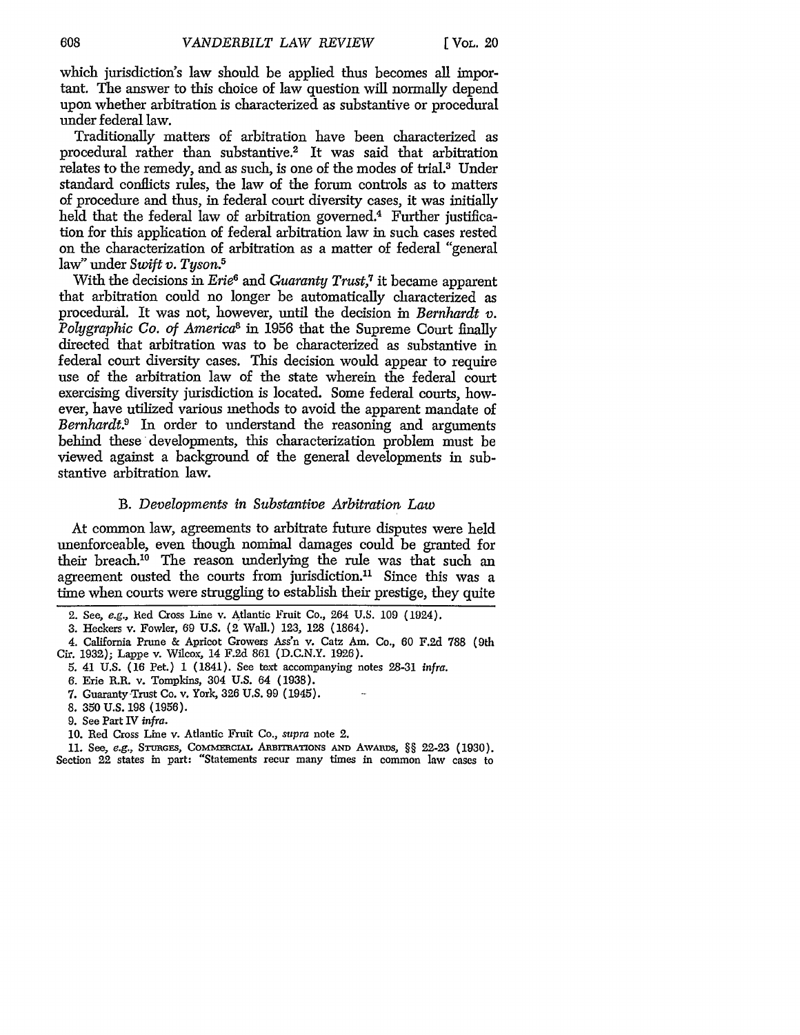which jurisdiction's law should be applied thus becomes all important. The answer to this choice of law question will normally depend upon whether arbitration is characterized as substantive or procedural under federal law.

Traditionally matters of arbitration have been characterized as procedural rather than substantive.[2] It was said that arbitration relates to the remedy, and as such, is one of the modes of trial.[3] Under standard conflicts rules, the law of the forum controls as to matters of procedure and thus, in federal court diversity cases, it was initially held that the federal law of arbitration governed.[4] Further justification for this application of federal arbitration law in such cases rested on the characterization of arbitration as a matter of federal "general law" under *Swift v. Tyson*.[5]

With the decisions in *Erie*[6] and *Guaranty Trust*,[7] it became apparent that arbitration could no longer be automatically characterized as procedural. It was not, however, until the decision in *Bernhardt v. Polygraphic Co. of America*[8] in 1956 that the Supreme Court finally directed that arbitration was to be characterized as substantive in federal court diversity cases. This decision would appear to require use of the arbitration law of the state wherein the federal court exercising diversity jurisdiction is located. Some federal courts, however, have utilized various methods to avoid the apparent mandate of *Bernhardt*.[9] In order to understand the reasoning and arguments behind these developments, this characterization problem must be viewed against a background of the general developments in substantive arbitration law.

### B. *Developments in Substantive Arbitration Law*

At common law, agreements to arbitrate future disputes were held unenforceable, even though nominal damages could be granted for their breach.[10] The reason underlying the rule was that such an agreement ousted the courts from jurisdiction.[11] Since this was a time when courts were struggling to establish their prestige, they quite

---

2. See, *e.g.*, Red Cross Line v. Atlantic Fruit Co., 264 U.S. 109 (1924).

3. Heckers v. Fowler, 69 U.S. (2 Wall.) 123, 128 (1864).

4. California Prune & Apricot Growers Ass'n v. Catz Am. Co., 60 F.2d 788 (9th Cir. 1932); Lappe v. Wilcox, 14 F.2d 861 (D.C.N.Y. 1926).

5. 41 U.S. (16 Pet.) 1 (1841). See text accompanying notes 28-31 *infra*.

6. Erie R.R. v. Tompkins, 304 U.S. 64 (1938).

7. Guaranty Trust Co. v. York, 326 U.S. 99 (1945).

8. 350 U.S. 198 (1956).

9. See Part IV *infra*.

10. Red Cross Line v. Atlantic Fruit Co., *supra* note 2.

11. See, *e.g.*, STURGES, COMMERCIAL ARBITRATIONS AND AWARDS, §§ 22-23 (1930). Section 22 states in part: "Statements recur many times in common law cases to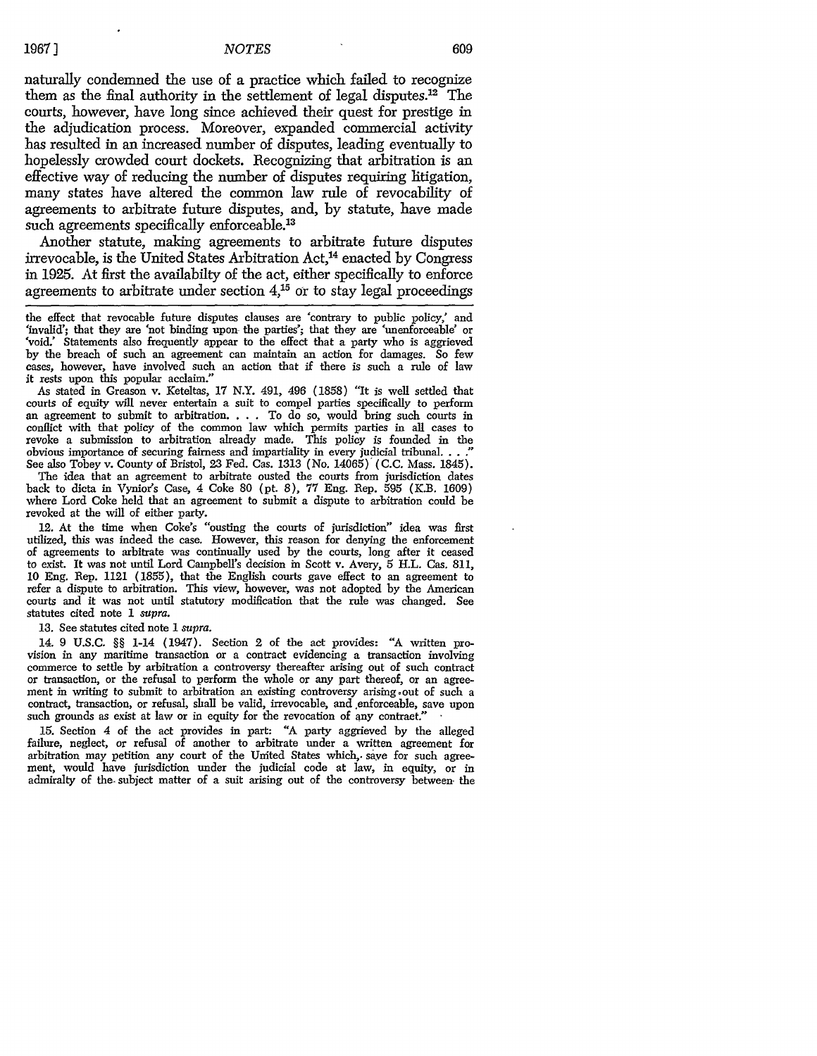naturally condemned the use of a practice which failed to recognize them as the final authority in the settlement of legal disputes.[12] The courts, however, have long since achieved their quest for prestige in the adjudication process. Moreover, expanded commercial activity has resulted in an increased number of disputes, leading eventually to hopelessly crowded court dockets. Recognizing that arbitration is an effective way of reducing the number of disputes requiring litigation, many states have altered the common law rule of revocability of agreements to arbitrate future disputes, and, by statute, have made such agreements specifically enforceable.[13]

Another statute, making agreements to arbitrate future disputes irrevocable, is the United States Arbitration Act,[14] enacted by Congress in 1925. At first the availabilty of the act, either specifically to enforce agreements to arbitrate under section 4,[15] or to stay legal proceedings

---

the effect that revocable future disputes clauses are 'contrary to public policy,' and 'invalid'; that they are 'not binding upon the parties'; that they are 'unenforceable' or 'void.' Statements also frequently appear to the effect that a party who is aggrieved by the breach of such an agreement can maintain an action for damages. So few cases, however, have involved such an action that if there is such a rule of law it rests upon this popular acclaim."

As stated in Greason v. Keteltas, 17 N.Y. 491, 496 (1858) "It is well settled that courts of equity will never entertain a suit to compel parties specifically to perform an agreement to submit to arbitration. . . . To do so, would bring such courts in conflict with that policy of the common law which permits parties in all cases to revoke a submission to arbitration already made. This policy is founded in the obvious importance of securing fairness and impartiality in every judicial tribunal. . . ." See also Tobey v. County of Bristol, 23 Fed. Cas. 1313 (No. 14065) (C.C. Mass. 1845).

The idea that an agreement to arbitrate ousted the courts from jurisdiction dates back to dicta in Vynior's Case, 4 Coke 80 (pt. 8), 77 Eng. Rep. 595 (K.B. 1609) where Lord Coke held that an agreement to submit a dispute to arbitration could be revoked at the will of either party.

12. At the time when Coke's "ousting the courts of jurisdiction" idea was first utilized, this was indeed the case. However, this reason for denying the enforcement of agreements to arbitrate was continually used by the courts, long after it ceased to exist. It was not until Lord Campbell's decision in Scott v. Avery, 5 H.L. Cas. 811, 10 Eng. Rep. 1121 (1855), that the English courts gave effect to an agreement to refer a dispute to arbitration. This view, however, was not adopted by the American courts and it was not until statutory modification that the rule was changed. See statutes cited note 1 *supra.*

13. See statutes cited note 1 *supra.*

14. 9 U.S.C. §§ 1-14 (1947). Section 2 of the act provides: "A written provision in any maritime transaction or a contract evidencing a transaction involving commerce to settle by arbitration a controversy thereafter arising out of such contract or transaction, or the refusal to perform the whole or any part thereof, or an agreement in writing to submit to arbitration an existing controversy arising out of such a contract, transaction, or refusal, shall be valid, irrevocable, and enforceable, save upon such grounds as exist at law or in equity for the revocation of any contract."

15. Section 4 of the act provides in part: "A party aggrieved by the alleged failure, neglect, or refusal of another to arbitrate under a written agreement for arbitration may petition any court of the United States which, save for such agreement, would have jurisdiction under the judicial code at law, in equity, or in admiralty of the subject matter of a suit arising out of the controversy between the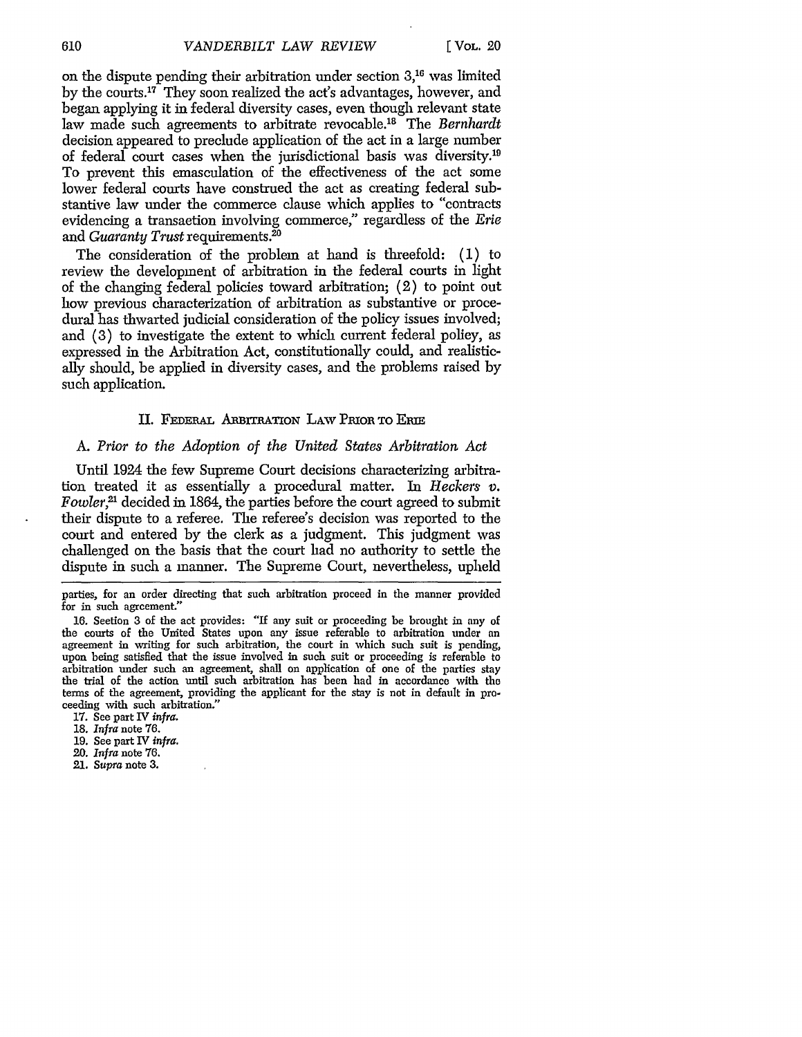on the dispute pending their arbitration under section 3,[16] was limited by the courts.[17] They soon realized the act's advantages, however, and began applying it in federal diversity cases, even though relevant state law made such agreements to arbitrate revocable.[18] The *Bernhardt* decision appeared to preclude application of the act in a large number of federal court cases when the jurisdictional basis was diversity.[19] To prevent this emasculation of the effectiveness of the act some lower federal courts have construed the act as creating federal substantive law under the commerce clause which applies to "contracts evidencing a transaction involving commerce," regardless of the *Erie* and *Guaranty Trust* requirements.[20]

The consideration of the problem at hand is threefold: (1) to review the development of arbitration in the federal courts in light of the changing federal policies toward arbitration; (2) to point out how previous characterization of arbitration as substantive or procedural has thwarted judicial consideration of the policy issues involved; and (3) to investigate the extent to which current federal policy, as expressed in the Arbitration Act, constitutionally could, and realistically should, be applied in diversity cases, and the problems raised by such application.

## II. Federal Arbitration Law Prior to Erie

### A. *Prior to the Adoption of the United States Arbitration Act*

Until 1924 the few Supreme Court decisions characterizing arbitration treated it as essentially a procedural matter. In *Heckers v. Fowler*,[21] decided in 1864, the parties before the court agreed to submit their dispute to a referee. The referee's decision was reported to the court and entered by the clerk as a judgment. This judgment was challenged on the basis that the court had no authority to settle the dispute in such a manner. The Supreme Court, nevertheless, upheld

---

parties, for an order directing that such arbitration proceed in the manner provided for in such agreement."

16. Section 3 of the act provides: "If any suit or proceeding be brought in any of the courts of the United States upon any issue referable to arbitration under an agreement in writing for such arbitration, the court in which such suit is pending, upon being satisfied that the issue involved in such suit or proceeding is referable to arbitration under such an agreement, shall on application of one of the parties stay the trial of the action until such arbitration has been had in accordance with the terms of the agreement, providing the applicant for the stay is not in default in proceeding with such arbitration."

17. See part IV *infra*.

18. *Infra* note 76.

19. See part IV *infra*.

20. *Infra* note 76.

21. *Supra* note 3.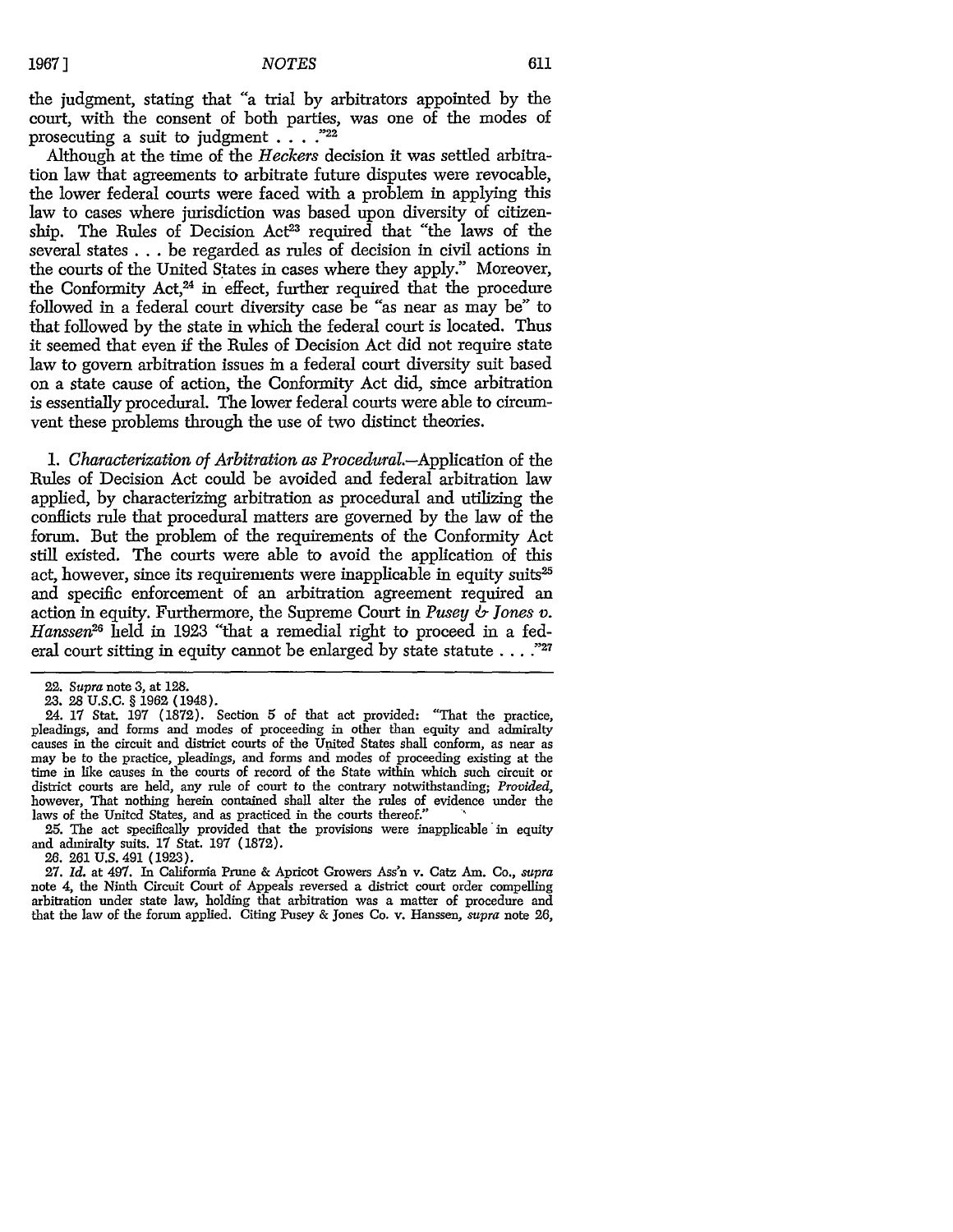the judgment, stating that "a trial by arbitrators appointed by the court, with the consent of both parties, was one of the modes of prosecuting a suit to judgment . . . ."[22]

Although at the time of the *Heckers* decision it was settled arbitration law that agreements to arbitrate future disputes were revocable, the lower federal courts were faced with a problem in applying this law to cases where jurisdiction was based upon diversity of citizenship. The Rules of Decision Act[23] required that "the laws of the several states . . . be regarded as rules of decision in civil actions in the courts of the United States in cases where they apply." Moreover, the Conformity Act,[24] in effect, further required that the procedure followed in a federal court diversity case be "as near as may be" to that followed by the state in which the federal court is located. Thus it seemed that even if the Rules of Decision Act did not require state law to govern arbitration issues in a federal court diversity suit based on a state cause of action, the Conformity Act did, since arbitration is essentially procedural. The lower federal courts were able to circumvent these problems through the use of two distinct theories.

1. *Characterization of Arbitration as Procedural.*—Application of the Rules of Decision Act could be avoided and federal arbitration law applied, by characterizing arbitration as procedural and utilizing the conflicts rule that procedural matters are governed by the law of the forum. But the problem of the requirements of the Conformity Act still existed. The courts were able to avoid the application of this act, however, since its requirements were inapplicable in equity suits[25] and specific enforcement of an arbitration agreement required an action in equity. Furthermore, the Supreme Court in *Pusey & Jones v. Hanssen*[26] held in 1923 "that a remedial right to proceed in a federal court sitting in equity cannot be enlarged by state statute . . . ."[27]

---

22. *Supra* note 3, at 128.

23. 28 U.S.C. § 1962 (1948).

24. 17 Stat. 197 (1872). Section 5 of that act provided: "That the practice, pleadings, and forms and modes of proceeding in other than equity and admiralty causes in the circuit and district courts of the United States shall conform, as near as may be to the practice, pleadings, and forms and modes of proceeding existing at the time in like causes in the courts of record of the State within which such circuit or district courts are held, any rule of court to the contrary notwithstanding; *Provided*, however, That nothing herein contained shall alter the rules of evidence under the laws of the United States, and as practiced in the courts thereof."

25. The act specifically provided that the provisions were inapplicable in equity and admiralty suits. 17 Stat. 197 (1872).

26. 261 U.S. 491 (1923).

27. *Id.* at 497. In California Prune & Apricot Growers Ass'n v. Catz Am. Co., *supra* note 4, the Ninth Circuit Court of Appeals reversed a district court order compelling arbitration under state law, holding that arbitration was a matter of procedure and that the law of the forum applied. Citing Pusey & Jones Co. v. Hanssen, *supra* note 26,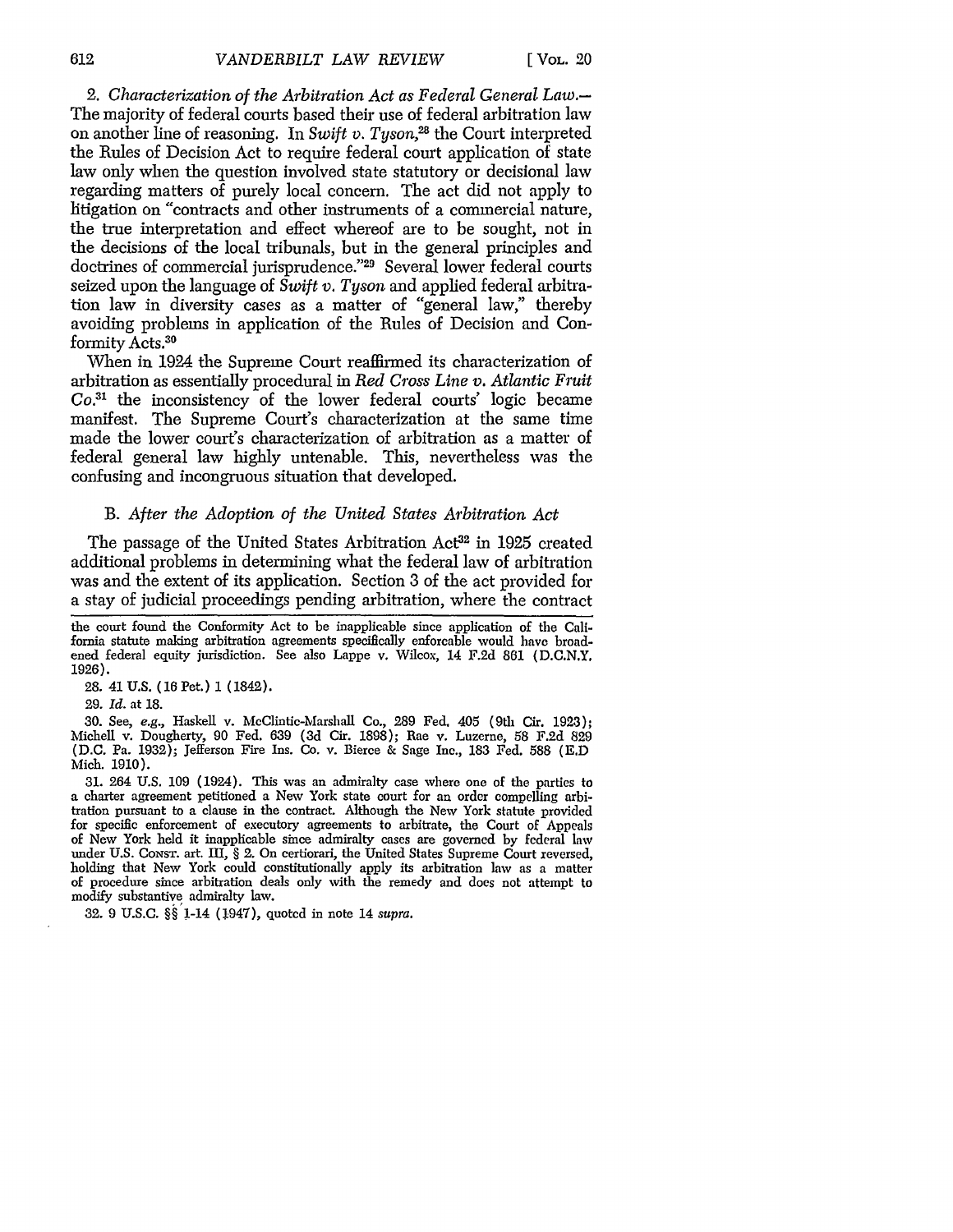2. *Characterization of the Arbitration Act as Federal General Law.*— The majority of federal courts based their use of federal arbitration law on another line of reasoning. In *Swift v. Tyson*,[28] the Court interpreted the Rules of Decision Act to require federal court application of state law only when the question involved state statutory or decisional law regarding matters of purely local concern. The act did not apply to litigation on "contracts and other instruments of a commercial nature, the true interpretation and effect whereof are to be sought, not in the decisions of the local tribunals, but in the general principles and doctrines of commercial jurisprudence."[29] Several lower federal courts seized upon the language of *Swift v. Tyson* and applied federal arbitration law in diversity cases as a matter of "general law," thereby avoiding problems in application of the Rules of Decision and Conformity Acts.[30]

When in 1924 the Supreme Court reaffirmed its characterization of arbitration as essentially procedural in *Red Cross Line v. Atlantic Fruit Co.*[31] the inconsistency of the lower federal courts' logic became manifest. The Supreme Court's characterization at the same time made the lower court's characterization of arbitration as a matter of federal general law highly untenable. This, nevertheless was the confusing and incongruous situation that developed.

### B. *After the Adoption of the United States Arbitration Act*

The passage of the United States Arbitration Act[32] in 1925 created additional problems in determining what the federal law of arbitration was and the extent of its application. Section 3 of the act provided for a stay of judicial proceedings pending arbitration, where the contract

---

the court found the Conformity Act to be inapplicable since application of the California statute making arbitration agreements specifically enforcable would have broadened federal equity jurisdiction. See also Lappe v. Wilcox, 14 F.2d 861 (D.C.N.Y. 1926).

28. 41 U.S. (16 Pet.) 1 (1842).

29. *Id.* at 18.

30. See, *e.g.*, Haskell v. McClintic-Marshall Co., 289 Fed. 405 (9th Cir. 1923); Michell v. Dougherty, 90 Fed. 639 (3d Cir. 1898); Rae v. Luzerne, 58 F.2d 829 (D.C. Pa. 1932); Jefferson Fire Ins. Co. v. Bierce & Sage Inc., 183 Fed. 588 (E.D Mich. 1910).

31. 264 U.S. 109 (1924). This was an admiralty case where one of the parties to a charter agreement petitioned a New York state court for an order compelling arbitration pursuant to a clause in the contract. Although the New York statute provided for specific enforcement of executory agreements to arbitrate, the Court of Appeals of New York held it inapplicable since admiralty cases are governed by federal law under U.S. CONST. art. III, § 2. On certiorari, the United States Supreme Court reversed, holding that New York could constitutionally apply its arbitration law as a matter of procedure since arbitration deals only with the remedy and does not attempt to modify substantive admiralty law.

32. 9 U.S.C. §§ 1-14 (1947), quoted in note 14 *supra*.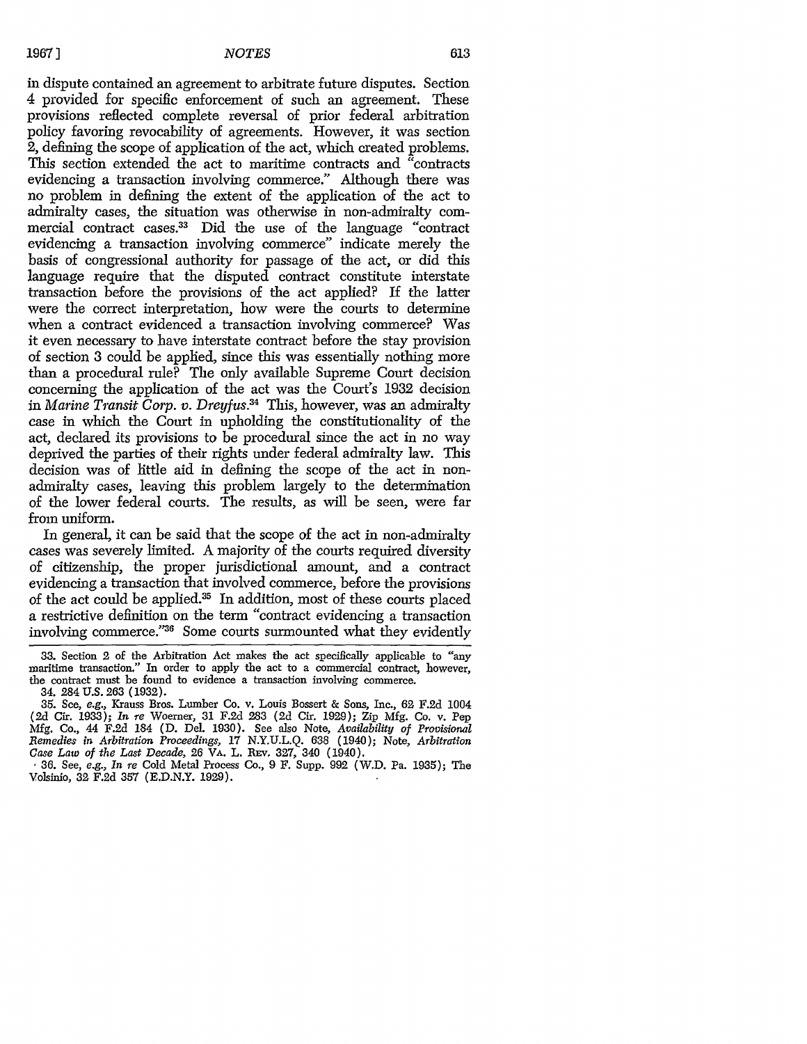in dispute contained an agreement to arbitrate future disputes. Section 4 provided for specific enforcement of such an agreement. These provisions reflected complete reversal of prior federal arbitration policy favoring revocability of agreements. However, it was section 2, defining the scope of application of the act, which created problems. This section extended the act to maritime contracts and "contracts evidencing a transaction involving commerce." Although there was no problem in defining the extent of the application of the act to admiralty cases, the situation was otherwise in non-admiralty commercial contract cases.[33] Did the use of the language "contract evidencing a transaction involving commerce" indicate merely the basis of congressional authority for passage of the act, or did this language require that the disputed contract constitute interstate transaction before the provisions of the act applied? If the latter were the correct interpretation, how were the courts to determine when a contract evidenced a transaction involving commerce? Was it even necessary to have interstate contract before the stay provision of section 3 could be applied, since this was essentially nothing more than a procedural rule? The only available Supreme Court decision concerning the application of the act was the Court's 1932 decision in *Marine Transit Corp. v. Dreyfus*.[34] This, however, was an admiralty case in which the Court in upholding the constitutionality of the act, declared its provisions to be procedural since the act in no way deprived the parties of their rights under federal admiralty law. This decision was of little aid in defining the scope of the act in non-admiralty cases, leaving this problem largely to the determination of the lower federal courts. The results, as will be seen, were far from uniform.

In general, it can be said that the scope of the act in non-admiralty cases was severely limited. A majority of the courts required diversity of citizenship, the proper jurisdictional amount, and a contract evidencing a transaction that involved commerce, before the provisions of the act could be applied.[35] In addition, most of these courts placed a restrictive definition on the term "contract evidencing a transaction involving commerce."[36] Some courts surmounted what they evidently

---

33. Section 2 of the Arbitration Act makes the act specifically applicable to "any maritime transaction." In order to apply the act to a commercial contract, however, the contract must be found to evidence a transaction involving commerce.

34. 284 U.S. 263 (1932).

35. See, *e.g.*, Krauss Bros. Lumber Co. v. Louis Bossert & Sons, Inc., 62 F.2d 1004 (2d Cir. 1933); *In re* Woerner, 31 F.2d 283 (2d Cir. 1929); Zip Mfg. Co. v. Pep Mfg. Co., 44 F.2d 184 (D. Del. 1930). See also Note, *Availability of Provisional Remedies in Arbitration Proceedings*, 17 N.Y.U.L.Q. 638 (1940); Note, *Arbitration Case Law of the Last Decade*, 26 VA. L. REV. 327, 340 (1940).

36. See, *e.g.*, *In re* Cold Metal Process Co., 9 F. Supp. 992 (W.D. Pa. 1935); The Volsinio, 32 F.2d 357 (E.D.N.Y. 1929).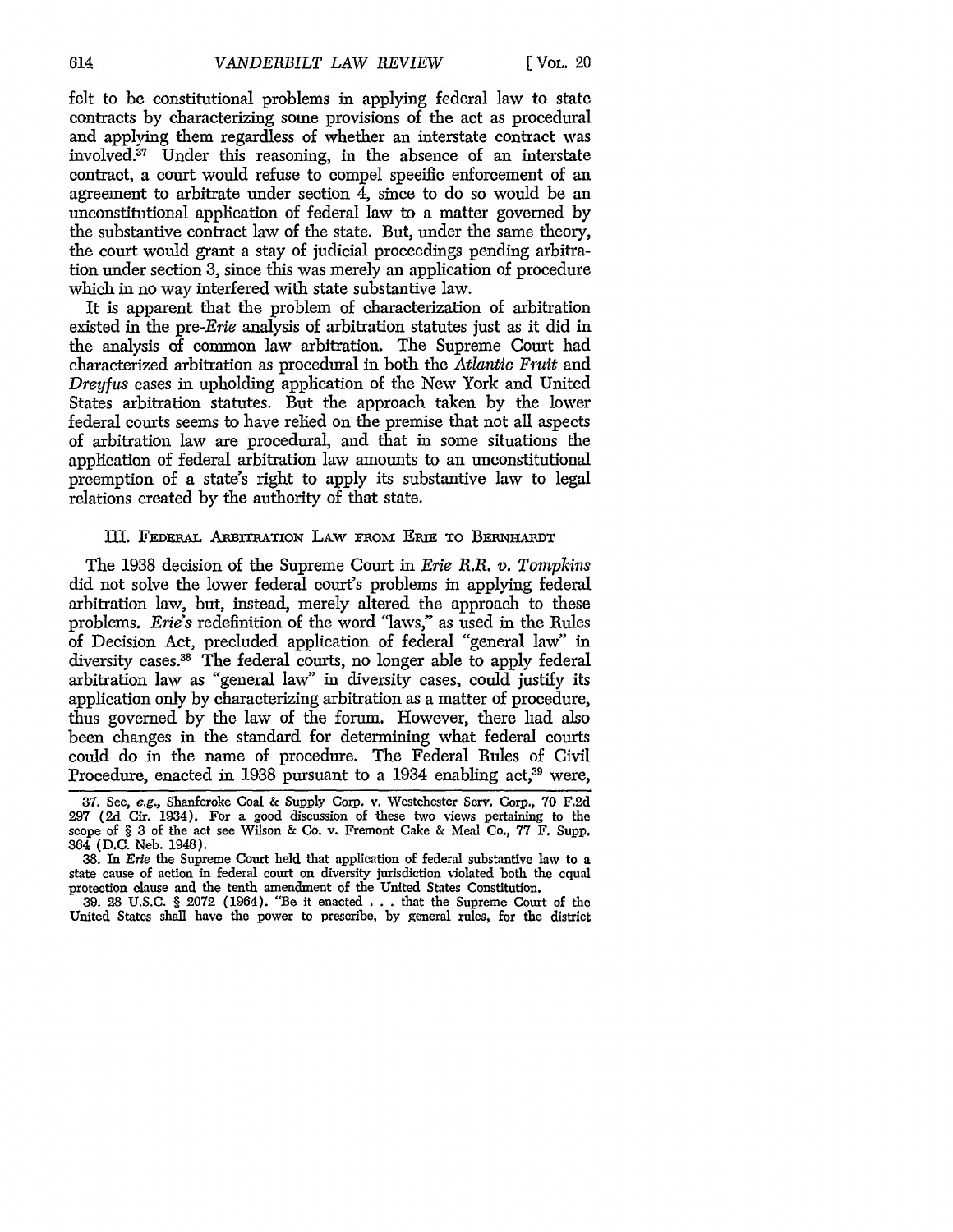felt to be constitutional problems in applying federal law to state contracts by characterizing some provisions of the act as procedural and applying them regardless of whether an interstate contract was involved.[37] Under this reasoning, in the absence of an interstate contract, a court would refuse to compel specific enforcement of an agreement to arbitrate under section 4, since to do so would be an unconstitutional application of federal law to a matter governed by the substantive contract law of the state. But, under the same theory, the court would grant a stay of judicial proceedings pending arbitration under section 3, since this was merely an application of procedure which in no way interfered with state substantive law.

It is apparent that the problem of characterization of arbitration existed in the pre-*Erie* analysis of arbitration statutes just as it did in the analysis of common law arbitration. The Supreme Court had characterized arbitration as procedural in both the *Atlantic Fruit* and *Dreyfus* cases in upholding application of the New York and United States arbitration statutes. But the approach taken by the lower federal courts seems to have relied on the premise that not all aspects of arbitration law are procedural, and that in some situations the application of federal arbitration law amounts to an unconstitutional preemption of a state's right to apply its substantive law to legal relations created by the authority of that state.

## III. Federal Arbitration Law from Erie to Bernhardt

The 1938 decision of the Supreme Court in *Erie R.R. v. Tompkins* did not solve the lower federal court's problems in applying federal arbitration law, but, instead, merely altered the approach to these problems. *Erie's* redefinition of the word "laws," as used in the Rules of Decision Act, precluded application of federal "general law" in diversity cases.[38] The federal courts, no longer able to apply federal arbitration law as "general law" in diversity cases, could justify its application only by characterizing arbitration as a matter of procedure, thus governed by the law of the forum. However, there had also been changes in the standard for determining what federal courts could do in the name of procedure. The Federal Rules of Civil Procedure, enacted in 1938 pursuant to a 1934 enabling act,[39] were,

---

37. See, *e.g.*, Shanferoke Coal & Supply Corp. v. Westchester Serv. Corp., 70 F.2d 297 (2d Cir. 1934). For a good discussion of these two views pertaining to the scope of § 3 of the act see Wilson & Co. v. Fremont Cake & Meal Co., 77 F. Supp. 364 (D.C. Neb. 1948).

38. In *Erie* the Supreme Court held that application of federal substantive law to a state cause of action in federal court on diversity jurisdiction violated both the equal protection clause and the tenth amendment of the United States Constitution.

39. 28 U.S.C. § 2072 (1964). "Be it enacted . . . that the Supreme Court of the United States shall have the power to prescribe, by general rules, for the district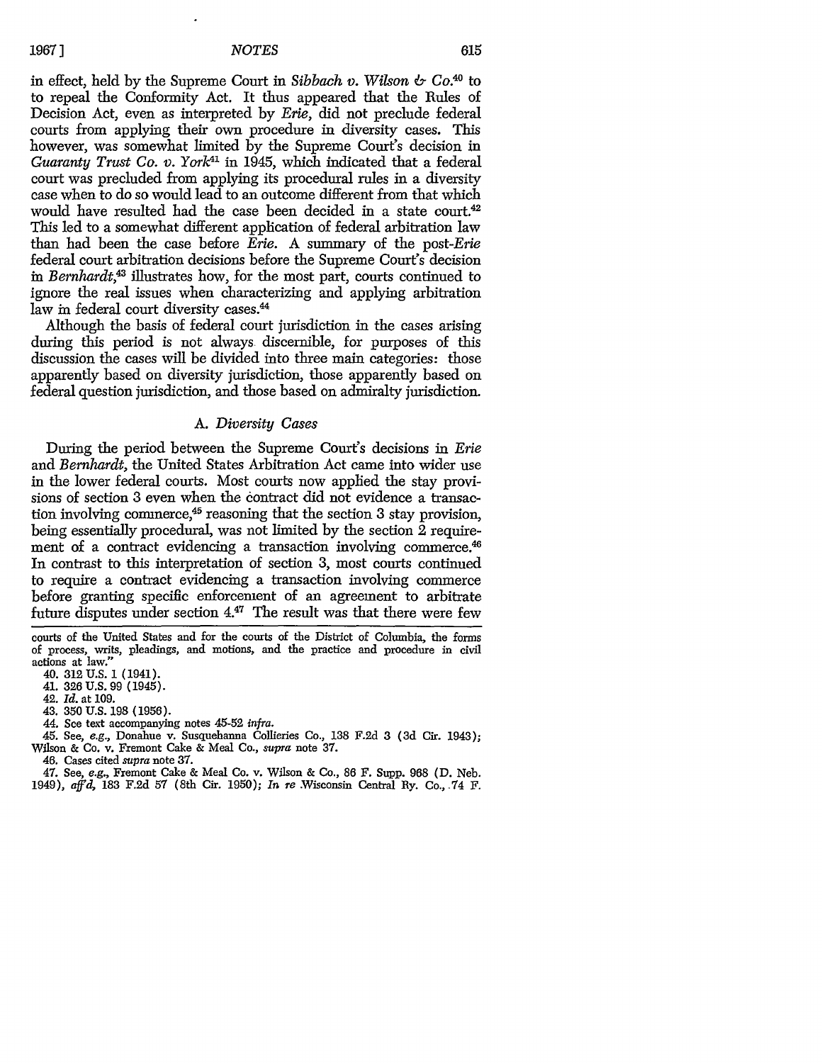in effect, held by the Supreme Court in *Sibbach v. Wilson & Co.*[40] to to repeal the Conformity Act. It thus appeared that the Rules of Decision Act, even as interpreted by *Erie*, did not preclude federal courts from applying their own procedure in diversity cases. This however, was somewhat limited by the Supreme Court's decision in *Guaranty Trust Co. v. York*[41] in 1945, which indicated that a federal court was precluded from applying its procedural rules in a diversity case when to do so would lead to an outcome different from that which would have resulted had the case been decided in a state court.[42] This led to a somewhat different application of federal arbitration law than had been the case before *Erie*. A summary of the post-*Erie* federal court arbitration decisions before the Supreme Court's decision in *Bernhardt*,[43] illustrates how, for the most part, courts continued to ignore the real issues when characterizing and applying arbitration law in federal court diversity cases.[44]

Although the basis of federal court jurisdiction in the cases arising during this period is not always discernible, for purposes of this discussion the cases will be divided into three main categories: those apparently based on diversity jurisdiction, those apparently based on federal question jurisdiction, and those based on admiralty jurisdiction.

### A. *Diversity Cases*

During the period between the Supreme Court's decisions in *Erie* and *Bernhardt*, the United States Arbitration Act came into wider use in the lower federal courts. Most courts now applied the stay provisions of section 3 even when the contract did not evidence a transaction involving commerce,[45] reasoning that the section 3 stay provision, being essentially procedural, was not limited by the section 2 requirement of a contract evidencing a transaction involving commerce.[46] In contrast to this interpretation of section 3, most courts continued to require a contract evidencing a transaction involving commerce before granting specific enforcement of an agreement to arbitrate future disputes under section 4.[47] The result was that there were few

---

courts of the United States and for the courts of the District of Columbia, the forms of process, writs, pleadings, and motions, and the practice and procedure in civil actions at law."

40. 312 U.S. 1 (1941).

41. 326 U.S. 99 (1945).

42. *Id.* at 109.

43. 350 U.S. 198 (1956).

44. See text accompanying notes 45-52 *infra*.

45. See, *e.g.*, Donahue v. Susquehanna Collieries Co., 138 F.2d 3 (3d Cir. 1943); Wilson & Co. v. Fremont Cake & Meal Co., *supra* note 37.

46. Cases cited *supra* note 37.

47. See, *e.g.*, Fremont Cake & Meal Co. v. Wilson & Co., 86 F. Supp. 968 (D. Neb. 1949), *aff'd*, 183 F.2d 57 (8th Cir. 1950); *In re* Wisconsin Central Ry. Co., 74 F.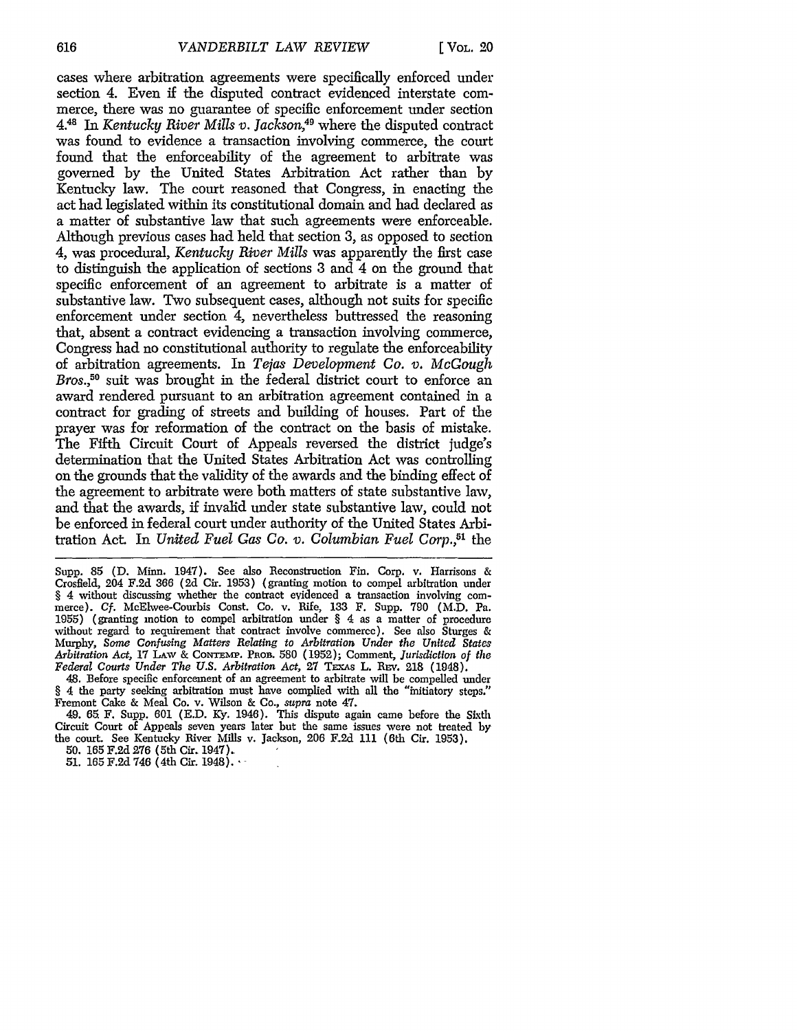cases where arbitration agreements were specifically enforced under section 4. Even if the disputed contract evidenced interstate commerce, there was no guarantee of specific enforcement under section 4.[48] In *Kentucky River Mills v. Jackson*,[49] where the disputed contract was found to evidence a transaction involving commerce, the court found that the enforceability of the agreement to arbitrate was governed by the United States Arbitration Act rather than by Kentucky law. The court reasoned that Congress, in enacting the act had legislated within its constitutional domain and had declared as a matter of substantive law that such agreements were enforceable. Although previous cases had held that section 3, as opposed to section 4, was procedural, *Kentucky River Mills* was apparently the first case to distinguish the application of sections 3 and 4 on the ground that specific enforcement of an agreement to arbitrate is a matter of substantive law. Two subsequent cases, although not suits for specific enforcement under section 4, nevertheless buttressed the reasoning that, absent a contract evidencing a transaction involving commerce, Congress had no constitutional authority to regulate the enforceability of arbitration agreements. In *Tejas Development Co. v. McGough Bros.*,[50] suit was brought in the federal district court to enforce an award rendered pursuant to an arbitration agreement contained in a contract for grading of streets and building of houses. Part of the prayer was for reformation of the contract on the basis of mistake. The Fifth Circuit Court of Appeals reversed the district judge's determination that the United States Arbitration Act was controlling on the grounds that the validity of the awards and the binding effect of the agreement to arbitrate were both matters of state substantive law, and that the awards, if invalid under state substantive law, could not be enforced in federal court under authority of the United States Arbitration Act. In *United Fuel Gas Co. v. Columbian Fuel Corp.*,[51] the

---

Supp. 85 (D. Minn. 1947). See also Reconstruction Fin. Corp. v. Harrisons & Crosfield, 204 F.2d 366 (2d Cir. 1953) (granting motion to compel arbitration under § 4 without discussing whether the contract evidenced a transaction involving commerce). *Cf.* McElwee-Courbis Const. Co. v. Rife, 133 F. Supp. 790 (M.D. Pa. 1955) (granting motion to compel arbitration under § 4 as a matter of procedure without regard to requirement that contract involve commerce). See also Sturges & Murphy, *Some Confusing Matters Relating to Arbitration Under the United States Arbitration Act*, 17 LAW & CONTEMP. PROB. 580 (1952); Comment, *Jurisdiction of the Federal Courts Under The U.S. Arbitration Act*, 27 TEXAS L. REV. 218 (1948).

48. Before specific enforcement of an agreement to arbitrate will be compelled under § 4 the party seeking arbitration must have complied with all the "initiatory steps." Fremont Cake & Meal Co. v. Wilson & Co., *supra* note 47.

49. 65 F. Supp. 601 (E.D. Ky. 1946). This dispute again came before the Sixth Circuit Court of Appeals seven years later but the same issues were not treated by the court. See Kentucky River Mills v. Jackson, 206 F.2d 111 (6th Cir. 1953).

50. 165 F.2d 276 (5th Cir. 1947).

51. 165 F.2d 746 (4th Cir. 1948).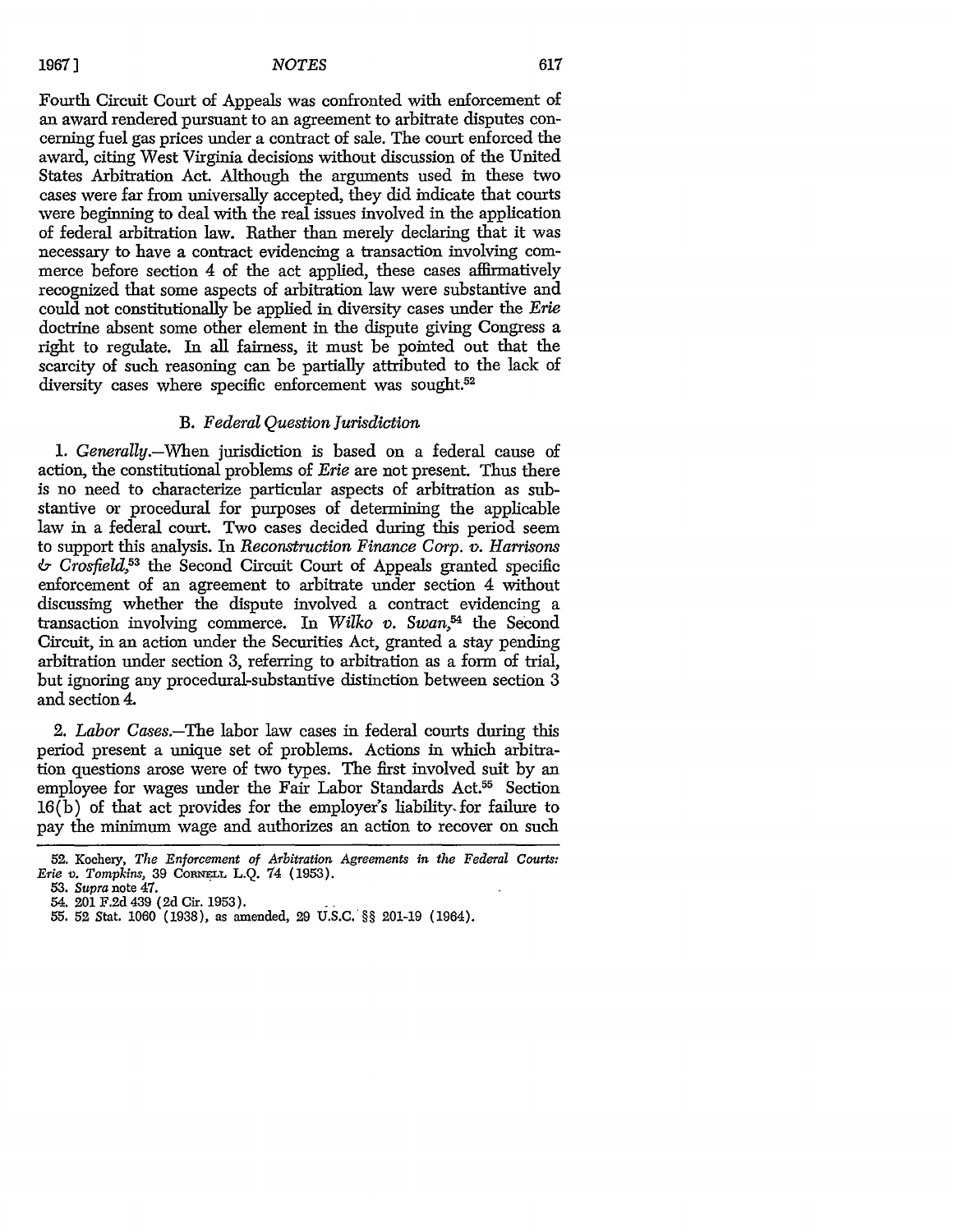Fourth Circuit Court of Appeals was confronted with enforcement of an award rendered pursuant to an agreement to arbitrate disputes concerning fuel gas prices under a contract of sale. The court enforced the award, citing West Virginia decisions without discussion of the United States Arbitration Act. Although the arguments used in these two cases were far from universally accepted, they did indicate that courts were beginning to deal with the real issues involved in the application of federal arbitration law. Rather than merely declaring that it was necessary to have a contract evidencing a transaction involving commerce before section 4 of the act applied, these cases affirmatively recognized that some aspects of arbitration law were substantive and could not constitutionally be applied in diversity cases under the *Erie* doctrine absent some other element in the dispute giving Congress a right to regulate. In all fairness, it must be pointed out that the scarcity of such reasoning can be partially attributed to the lack of diversity cases where specific enforcement was sought.[52]

### B. *Federal Question Jurisdiction*

1. *Generally*.—When jurisdiction is based on a federal cause of action, the constitutional problems of *Erie* are not present. Thus there is no need to characterize particular aspects of arbitration as substantive or procedural for purposes of determining the applicable law in a federal court. Two cases decided during this period seem to support this analysis. In *Reconstruction Finance Corp. v. Harrisons & Crosfield*,[53] the Second Circuit Court of Appeals granted specific enforcement of an agreement to arbitrate under section 4 without discussing whether the dispute involved a contract evidencing a transaction involving commerce. In *Wilko v. Swan*,[54] the Second Circuit, in an action under the Securities Act, granted a stay pending arbitration under section 3, referring to arbitration as a form of trial, but ignoring any procedural-substantive distinction between section 3 and section 4.

2. *Labor Cases*.—The labor law cases in federal courts during this period present a unique set of problems. Actions in which arbitration questions arose were of two types. The first involved suit by an employee for wages under the Fair Labor Standards Act.[55] Section 16(b) of that act provides for the employer's liability for failure to pay the minimum wage and authorizes an action to recover on such

---

52. Kochery, *The Enforcement of Arbitration Agreements in the Federal Courts: Erie v. Tompkins*, 39 Cornell L.Q. 74 (1953).

53. *Supra* note 47.

54. 201 F.2d 439 (2d Cir. 1953).

55. 52 Stat. 1060 (1938), as amended, 29 U.S.C. §§ 201-19 (1964).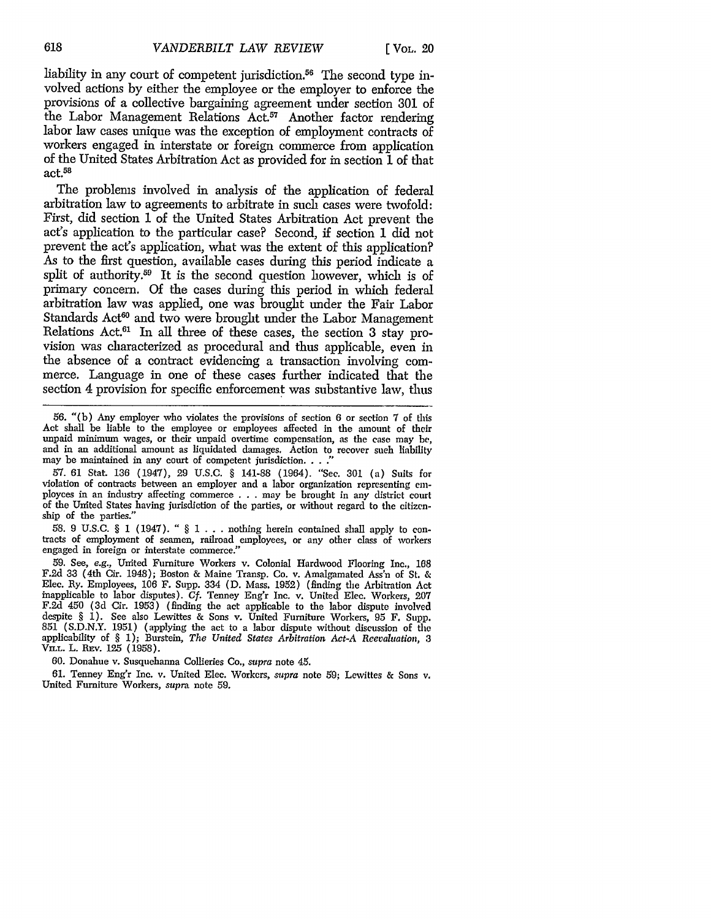liability in any court of competent jurisdiction.[56] The second type involved actions by either the employee or the employer to enforce the provisions of a collective bargaining agreement under section 301 of the Labor Management Relations Act.[57] Another factor rendering labor law cases unique was the exception of employment contracts of workers engaged in interstate or foreign commerce from application of the United States Arbitration Act as provided for in section 1 of that act.[58]

The problems involved in analysis of the application of federal arbitration law to agreements to arbitrate in such cases were twofold: First, did section 1 of the United States Arbitration Act prevent the act's application to the particular case? Second, if section 1 did not prevent the act's application, what was the extent of this application? As to the first question, available cases during this period indicate a split of authority.[59] It is the second question however, which is of primary concern. Of the cases during this period in which federal arbitration law was applied, one was brought under the Fair Labor Standards Act[60] and two were brought under the Labor Management Relations Act.[61] In all three of these cases, the section 3 stay provision was characterized as procedural and thus applicable, even in the absence of a contract evidencing a transaction involving commerce. Language in one of these cases further indicated that the section 4 provision for specific enforcement was substantive law, thus

56. "(b) Any employer who violates the provisions of section 6 or section 7 of this Act shall be liable to the employee or employees affected in the amount of their unpaid minimum wages, or their unpaid overtime compensation, as the case may be, and in an additional amount as liquidated damages. Action to recover such liability may be maintained in any court of competent jurisdiction. . . ."

57. 61 Stat. 136 (1947), 29 U.S.C. § 141-88 (1964). "Sec. 301 (a) Suits for violation of contracts between an employer and a labor organization representing employees in an industry affecting commerce . . . may be brought in any district court of the United States having jurisdiction of the parties, or without regard to the citizenship of the parties."

58. 9 U.S.C. § 1 (1947). " § 1 . . . nothing herein contained shall apply to contracts of employment of seamen, railroad employees, or any other class of workers engaged in foreign or interstate commerce."

59. See, *e.g.*, United Furniture Workers v. Colonial Hardwood Flooring Inc., 168 F.2d 33 (4th Cir. 1948); Boston & Maine Transp. Co. v. Amalgamated Ass'n of St. & Elec. Ry. Employees, 106 F. Supp. 334 (D. Mass. 1952) (finding the Arbitration Act inapplicable to labor disputes). *Cf.* Tenney Eng'r Inc. v. United Elec. Workers, 207 F.2d 450 (3d Cir. 1953) (finding the act applicable to the labor dispute involved despite § 1). See also Lewittes & Sons v. United Furniture Workers, 95 F. Supp. 851 (S.D.N.Y. 1951) (applying the act to a labor dispute without discussion of the applicability of § 1); Burstein, *The United States Arbitration Act-A Reevaluation*, 3 VILL. L. REV. 125 (1958).

60. Donahue v. Susquehanna Collieries Co., *supra* note 45.

61. Tenney Eng'r Inc. v. United Elec. Workers, *supra* note 59; Lewittes & Sons v. United Furniture Workers, *supra* note 59.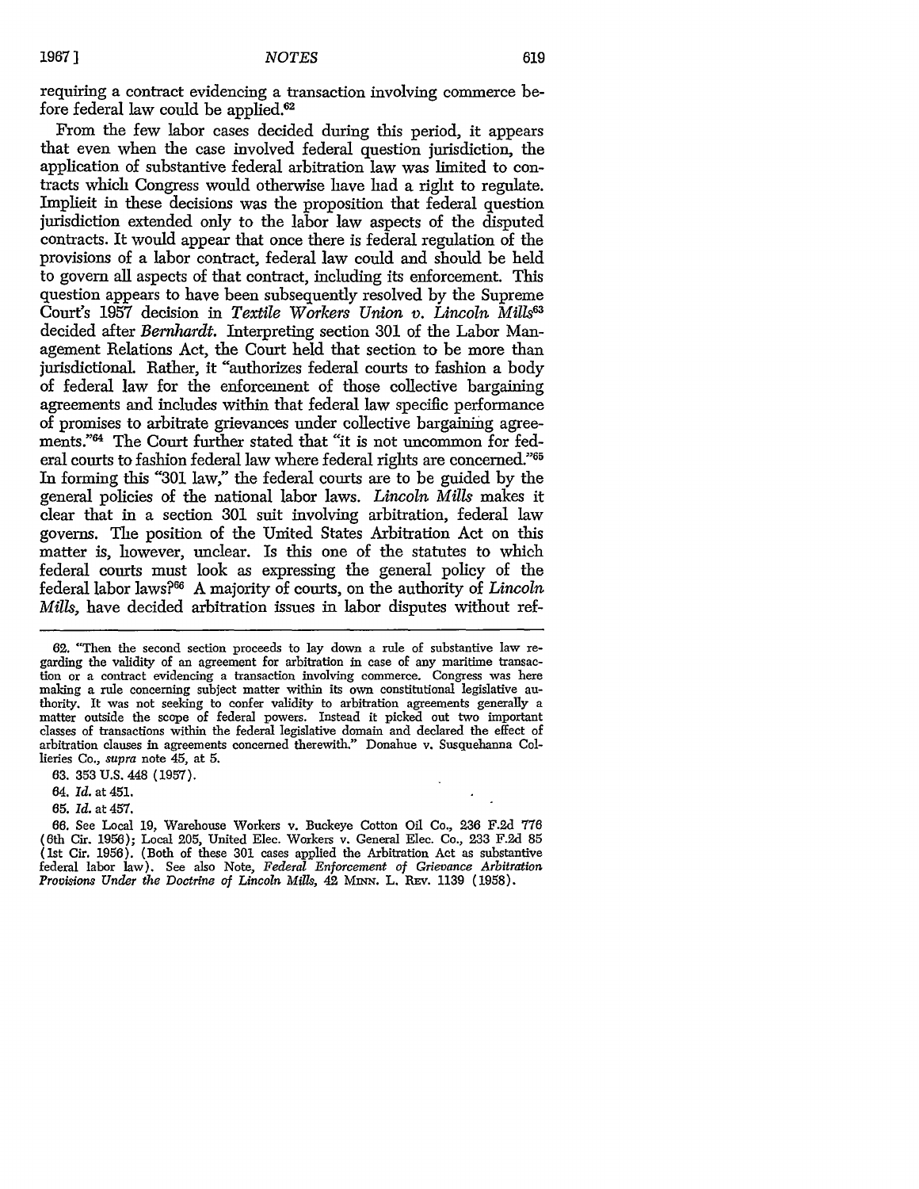requiring a contract evidencing a transaction involving commerce before federal law could be applied.[62]

From the few labor cases decided during this period, it appears that even when the case involved federal question jurisdiction, the application of substantive federal arbitration law was limited to contracts which Congress would otherwise have had a right to regulate. Implicit in these decisions was the proposition that federal question jurisdiction extended only to the labor law aspects of the disputed contracts. It would appear that once there is federal regulation of the provisions of a labor contract, federal law could and should be held to govern all aspects of that contract, including its enforcement. This question appears to have been subsequently resolved by the Supreme Court's 1957 decision in *Textile Workers Union v. Lincoln Mills*[63] decided after *Bernhardt.* Interpreting section 301 of the Labor Management Relations Act, the Court held that section to be more than jurisdictional. Rather, it "authorizes federal courts to fashion a body of federal law for the enforcement of those collective bargaining agreements and includes within that federal law specific performance of promises to arbitrate grievances under collective bargaining agreements."[64] The Court further stated that "it is not uncommon for federal courts to fashion federal law where federal rights are concerned."[65] In forming this "301 law," the federal courts are to be guided by the general policies of the national labor laws. *Lincoln Mills* makes it clear that in a section 301 suit involving arbitration, federal law governs. The position of the United States Arbitration Act on this matter is, however, unclear. Is this one of the statutes to which federal courts must look as expressing the general policy of the federal labor laws?[66] A majority of courts, on the authority of *Lincoln Mills,* have decided arbitration issues in labor disputes without ref-

---

62. "Then the second section proceeds to lay down a rule of substantive law regarding the validity of an agreement for arbitration in case of any maritime transaction or a contract evidencing a transaction involving commerce. Congress was here making a rule concerning subject matter within its own constitutional legislative authority. It was not seeking to confer validity to arbitration agreements generally a matter outside the scope of federal powers. Instead it picked out two important classes of transactions within the federal legislative domain and declared the effect of arbitration clauses in agreements concerned therewith." Donahue v. Susquehanna Collieries Co., *supra* note 45, at 5.

63. 353 U.S. 448 (1957).

64. *Id.* at 451.

65. *Id.* at 457.

66. See Local 19, Warehouse Workers v. Buckeye Cotton Oil Co., 236 F.2d 776 (6th Cir. 1956); Local 205, United Elec. Workers v. General Elec. Co., 233 F.2d 85 (1st Cir. 1956). (Both of these 301 cases applied the Arbitration Act as substantive federal labor law). See also Note, *Federal Enforcement of Grievance Arbitration Provisions Under the Doctrine of Lincoln Mills,* 42 MINN. L. REV. 1139 (1958).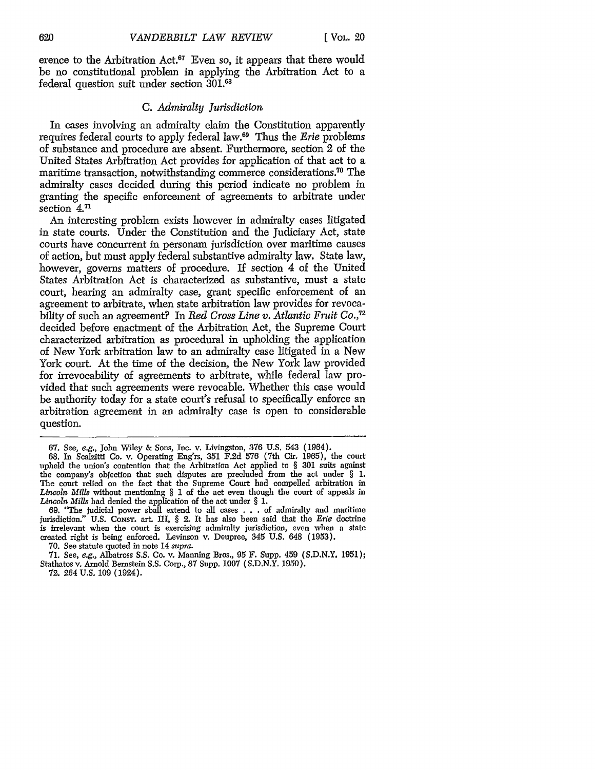erence to the Arbitration Act.[67] Even so, it appears that there would be no constitutional problem in applying the Arbitration Act to a federal question suit under section 301.[68]

### C. *Admiralty Jurisdiction*

In cases involving an admiralty claim the Constitution apparently requires federal courts to apply federal law.[69] Thus the *Erie* problems of substance and procedure are absent. Furthermore, section 2 of the United States Arbitration Act provides for application of that act to a maritime transaction, notwithstanding commerce considerations.[70] The admiralty cases decided during this period indicate no problem in granting the specific enforcement of agreements to arbitrate under section 4.[71]

An interesting problem exists however in admiralty cases litigated in state courts. Under the Constitution and the Judiciary Act, state courts have concurrent in personam jurisdiction over maritime causes of action, but must apply federal substantive admiralty law. State law, however, governs matters of procedure. If section 4 of the United States Arbitration Act is characterized as substantive, must a state court, hearing an admiralty case, grant specific enforcement of an agreement to arbitrate, when state arbitration law provides for revocability of such an agreement? In *Red Cross Line v. Atlantic Fruit Co.*,[72] decided before enactment of the Arbitration Act, the Supreme Court characterized arbitration as procedural in upholding the application of New York arbitration law to an admiralty case litigated in a New York court. At the time of the decision, the New York law provided for irrevocability of agreements to arbitrate, while federal law provided that such agreements were revocable. Whether this case would be authority today for a state court's refusal to specifically enforce an arbitration agreement in an admiralty case is open to considerable question.

---

67. See, *e.g.*, John Wiley & Sons, Inc. v. Livingston, 376 U.S. 543 (1964).

68. In Scalzitti Co. v. Operating Eng'rs, 351 F.2d 576 (7th Cir. 1965), the court upheld the union's contention that the Arbitration Act applied to § 301 suits against the company's objection that such disputes are precluded from the act under § 1. The court relied on the fact that the Supreme Court had compelled arbitration in *Lincoln Mills* without mentioning § 1 of the act even though the court of appeals in *Lincoln Mills* had denied the application of the act under § 1.

69. "The judicial power shall extend to all cases . . . of admiralty and maritime jurisdiction." U.S. CONST. art. III, § 2. It has also been said that the *Erie* doctrine is irrelevant when the court is exercising admiralty jurisdiction, even when a state created right is being enforced. Levinson v. Deupree, 345 U.S. 648 (1953).

70. See statute quoted in note 14 *supra*.

71. See, *e.g.*, Albatross S.S. Co. v. Manning Bros., 95 F. Supp. 459 (S.D.N.Y. 1951); Stathatos v. Arnold Bernstein S.S. Corp., 87 Supp. 1007 (S.D.N.Y. 1950).

72. 264 U.S. 109 (1924).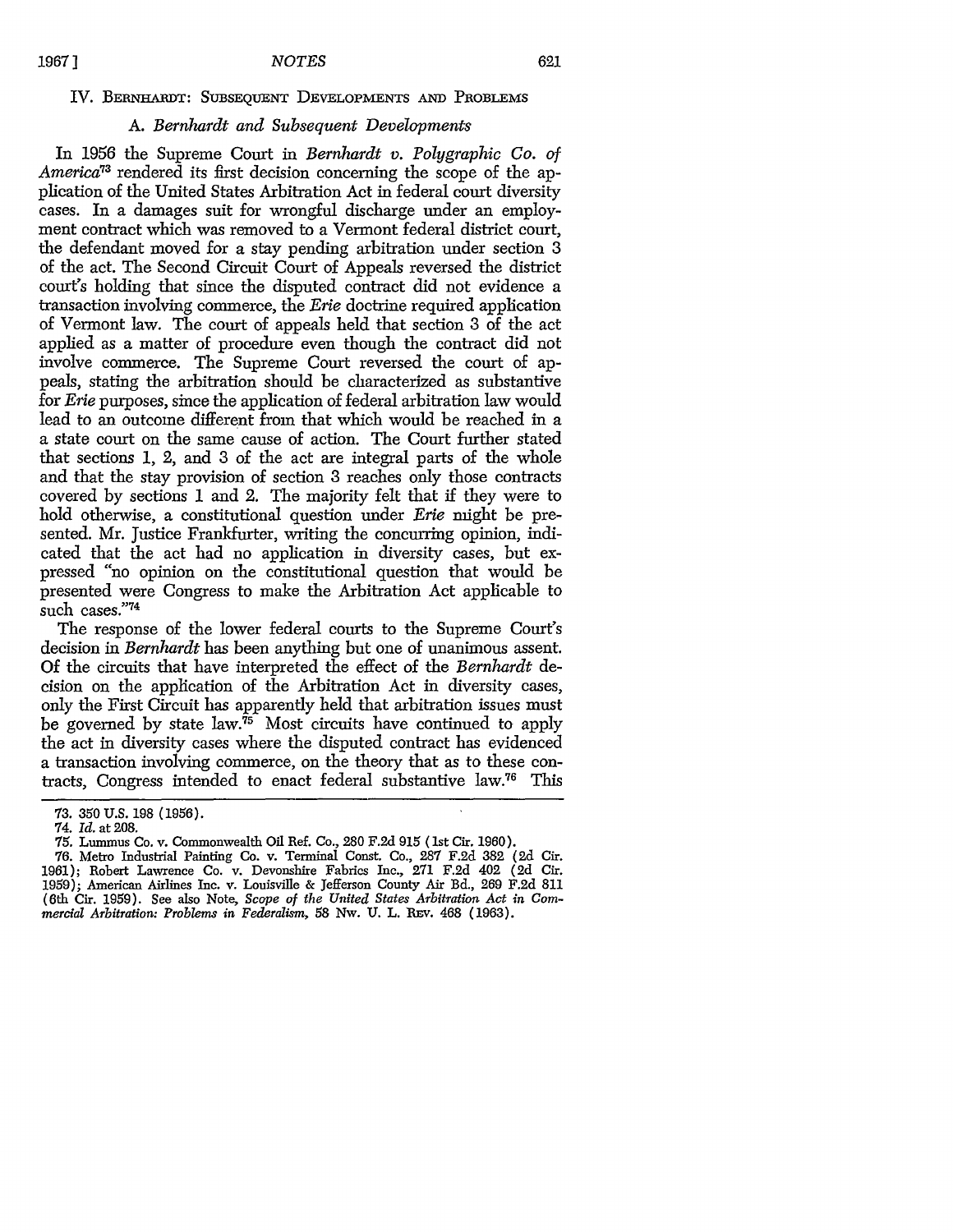## IV. BERNHARDT: SUBSEQUENT DEVELOPMENTS AND PROBLEMS

### A. *Bernhardt and Subsequent Developments*

In 1956 the Supreme Court in *Bernhardt v. Polygraphic Co. of America*[73] rendered its first decision concerning the scope of the application of the United States Arbitration Act in federal court diversity cases. In a damages suit for wrongful discharge under an employment contract which was removed to a Vermont federal district court, the defendant moved for a stay pending arbitration under section 3 of the act. The Second Circuit Court of Appeals reversed the district court's holding that since the disputed contract did not evidence a transaction involving commerce, the *Erie* doctrine required application of Vermont law. The court of appeals held that section 3 of the act applied as a matter of procedure even though the contract did not involve commerce. The Supreme Court reversed the court of appeals, stating the arbitration should be characterized as substantive for *Erie* purposes, since the application of federal arbitration law would lead to an outcome different from that which would be reached in a a state court on the same cause of action. The Court further stated that sections 1, 2, and 3 of the act are integral parts of the whole and that the stay provision of section 3 reaches only those contracts covered by sections 1 and 2. The majority felt that if they were to hold otherwise, a constitutional question under *Erie* might be presented. Mr. Justice Frankfurter, writing the concurring opinion, indicated that the act had no application in diversity cases, but expressed "no opinion on the constitutional question that would be presented were Congress to make the Arbitration Act applicable to such cases."[74]

The response of the lower federal courts to the Supreme Court's decision in *Bernhardt* has been anything but one of unanimous assent. Of the circuits that have interpreted the effect of the *Bernhardt* decision on the application of the Arbitration Act in diversity cases, only the First Circuit has apparently held that arbitration issues must be governed by state law.[75] Most circuits have continued to apply the act in diversity cases where the disputed contract has evidenced a transaction involving commerce, on the theory that as to these contracts, Congress intended to enact federal substantive law.[76] This

---

73. 350 U.S. 198 (1956).

74. *Id.* at 208.

75. Lummus Co. v. Commonwealth Oil Ref. Co., 280 F.2d 915 (1st Cir. 1960).

76. Metro Industrial Painting Co. v. Terminal Const. Co., 287 F.2d 382 (2d Cir. 1961); Robert Lawrence Co. v. Devonshire Fabrics Inc., 271 F.2d 402 (2d Cir. 1959); American Airlines Inc. v. Louisville & Jefferson County Air Bd., 269 F.2d 811 (6th Cir. 1959). See also Note, *Scope of the United States Arbitration Act in Commercial Arbitration: Problems in Federalism*, 58 Nw. U. L. REV. 468 (1963).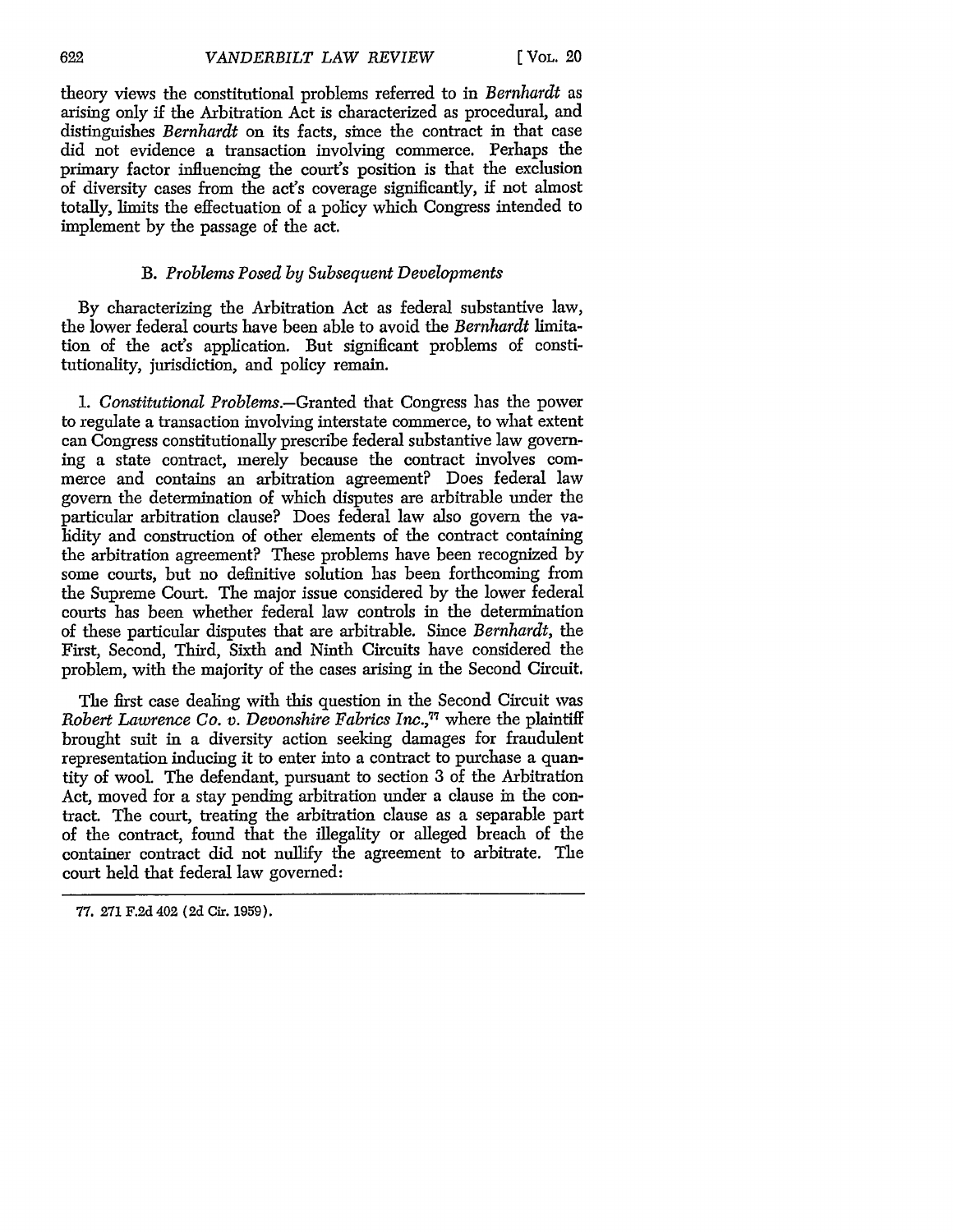theory views the constitutional problems referred to in *Bernhardt* as arising only if the Arbitration Act is characterized as procedural, and distinguishes *Bernhardt* on its facts, since the contract in that case did not evidence a transaction involving commerce. Perhaps the primary factor influencing the court's position is that the exclusion of diversity cases from the act's coverage significantly, if not almost totally, limits the effectuation of a policy which Congress intended to implement by the passage of the act.

### B. *Problems Posed by Subsequent Developments*

By characterizing the Arbitration Act as federal substantive law, the lower federal courts have been able to avoid the *Bernhardt* limitation of the act's application. But significant problems of constitutionality, jurisdiction, and policy remain.

1. *Constitutional Problems.*—Granted that Congress has the power to regulate a transaction involving interstate commerce, to what extent can Congress constitutionally prescribe federal substantive law governing a state contract, merely because the contract involves commerce and contains an arbitration agreement? Does federal law govern the determination of which disputes are arbitrable under the particular arbitration clause? Does federal law also govern the validity and construction of other elements of the contract containing the arbitration agreement? These problems have been recognized by some courts, but no definitive solution has been forthcoming from the Supreme Court. The major issue considered by the lower federal courts has been whether federal law controls in the determination of these particular disputes that are arbitrable. Since *Bernhardt*, the First, Second, Third, Sixth and Ninth Circuits have considered the problem, with the majority of the cases arising in the Second Circuit.

The first case dealing with this question in the Second Circuit was *Robert Lawrence Co. v. Devonshire Fabrics Inc.*,[77] where the plaintiff brought suit in a diversity action seeking damages for fraudulent representation inducing it to enter into a contract to purchase a quantity of wool. The defendant, pursuant to section 3 of the Arbitration Act, moved for a stay pending arbitration under a clause in the contract. The court, treating the arbitration clause as a separable part of the contract, found that the illegality or alleged breach of the container contract did not nullify the agreement to arbitrate. The court held that federal law governed:

---

77. 271 F.2d 402 (2d Cir. 1959).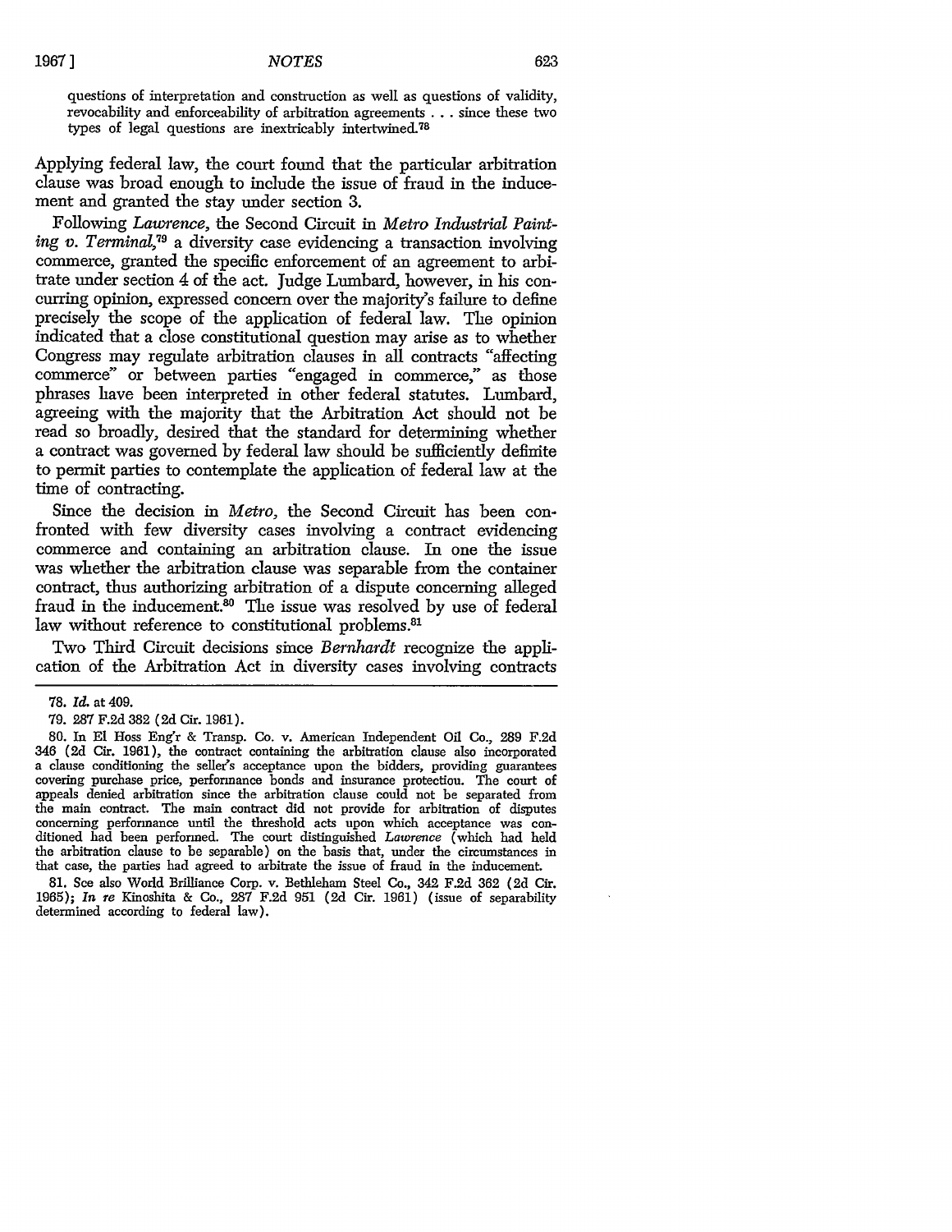questions of interpretation and construction as well as questions of validity, revocability and enforceability of arbitration agreements . . . since these two types of legal questions are inextricably intertwined.[78]

Applying federal law, the court found that the particular arbitration clause was broad enough to include the issue of fraud in the inducement and granted the stay under section 3.

Following *Lawrence*, the Second Circuit in *Metro Industrial Painting v. Terminal*,[79] a diversity case evidencing a transaction involving commerce, granted the specific enforcement of an agreement to arbitrate under section 4 of the act. Judge Lumbard, however, in his concurring opinion, expressed concern over the majority's failure to define precisely the scope of the application of federal law. The opinion indicated that a close constitutional question may arise as to whether Congress may regulate arbitration clauses in all contracts "affecting commerce" or between parties "engaged in commerce," as those phrases have been interpreted in other federal statutes. Lumbard, agreeing with the majority that the Arbitration Act should not be read so broadly, desired that the standard for determining whether a contract was governed by federal law should be sufficiently definite to permit parties to contemplate the application of federal law at the time of contracting.

Since the decision in *Metro*, the Second Circuit has been confronted with few diversity cases involving a contract evidencing commerce and containing an arbitration clause. In one the issue was whether the arbitration clause was separable from the container contract, thus authorizing arbitration of a dispute concerning alleged fraud in the inducement.[80] The issue was resolved by use of federal law without reference to constitutional problems.[81]

Two Third Circuit decisions since *Bernhardt* recognize the application of the Arbitration Act in diversity cases involving contracts

---

78. *Id.* at 409.

79. 287 F.2d 382 (2d Cir. 1961).

80. In El Hoss Eng'r & Transp. Co. v. American Independent Oil Co., 289 F.2d 346 (2d Cir. 1961), the contract containing the arbitration clause also incorporated a clause conditioning the seller's acceptance upon the bidders, providing guarantees covering purchase price, performance bonds and insurance protection. The court of appeals denied arbitration since the arbitration clause could not be separated from the main contract. The main contract did not provide for arbitration of disputes concerning performance until the threshold acts upon which acceptance was conditioned had been performed. The court distinguished *Lawrence* (which had held the arbitration clause to be separable) on the basis that, under the circumstances in that case, the parties had agreed to arbitrate the issue of fraud in the inducement.

81. See also World Brilliance Corp. v. Bethleham Steel Co., 342 F.2d 362 (2d Cir. 1965); *In re* Kinoshita & Co., 287 F.2d 951 (2d Cir. 1961) (issue of separability determined according to federal law).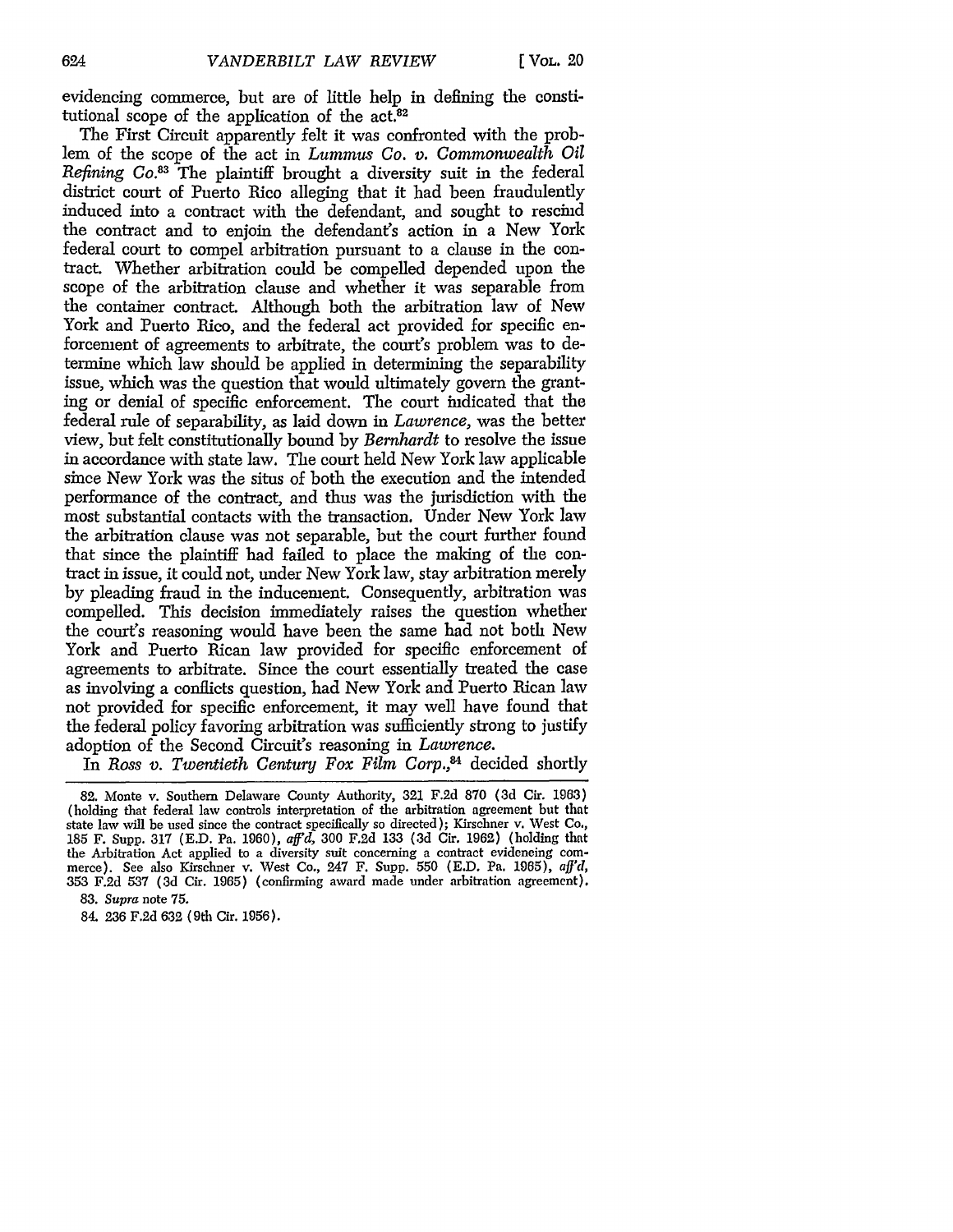evidencing commerce, but are of little help in defining the constitutional scope of the application of the act.[82]

The First Circuit apparently felt it was confronted with the problem of the scope of the act in *Lummus Co. v. Commonwealth Oil Refining Co.*[83] The plaintiff brought a diversity suit in the federal district court of Puerto Rico alleging that it had been fraudulently induced into a contract with the defendant, and sought to rescind the contract and to enjoin the defendant's action in a New York federal court to compel arbitration pursuant to a clause in the contract. Whether arbitration could be compelled depended upon the scope of the arbitration clause and whether it was separable from the container contract. Although both the arbitration law of New York and Puerto Rico, and the federal act provided for specific enforcement of agreements to arbitrate, the court's problem was to determine which law should be applied in determining the separability issue, which was the question that would ultimately govern the granting or denial of specific enforcement. The court indicated that the federal rule of separability, as laid down in *Lawrence*, was the better view, but felt constitutionally bound by *Bernhardt* to resolve the issue in accordance with state law. The court held New York law applicable since New York was the situs of both the execution and the intended performance of the contract, and thus was the jurisdiction with the most substantial contacts with the transaction. Under New York law the arbitration clause was not separable, but the court further found that since the plaintiff had failed to place the making of the contract in issue, it could not, under New York law, stay arbitration merely by pleading fraud in the inducement. Consequently, arbitration was compelled. This decision immediately raises the question whether the court's reasoning would have been the same had not both New York and Puerto Rican law provided for specific enforcement of agreements to arbitrate. Since the court essentially treated the case as involving a conflicts question, had New York and Puerto Rican law not provided for specific enforcement, it may well have found that the federal policy favoring arbitration was sufficiently strong to justify adoption of the Second Circuit's reasoning in *Lawrence*.

In *Ross v. Twentieth Century Fox Film Corp.*,[84] decided shortly

82. Monte v. Southern Delaware County Authority, 321 F.2d 870 (3d Cir. 1963) (holding that federal law controls interpretation of the arbitration agreement but that state law will be used since the contract specifically so directed); Kirschner v. West Co., 185 F. Supp. 317 (E.D. Pa. 1960), *aff'd*, 300 F.2d 133 (3d Cir. 1962) (holding that the Arbitration Act applied to a diversity suit concerning a contract evidencing commerce). See also Kirschner v. West Co., 247 F. Supp. 550 (E.D. Pa. 1965), *aff'd*, 353 F.2d 537 (3d Cir. 1965) (confirming award made under arbitration agreement).

83. *Supra* note 75.

84. 236 F.2d 632 (9th Cir. 1956).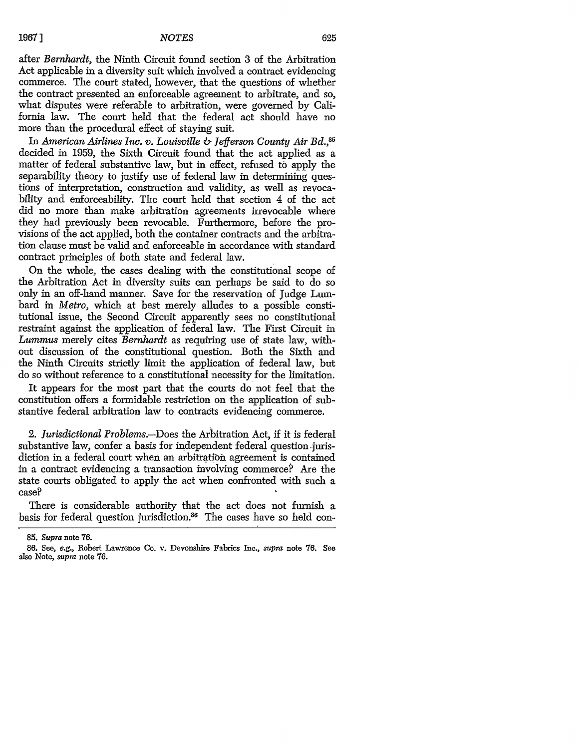after *Bernhardt,* the Ninth Circuit found section 3 of the Arbitration Act applicable in a diversity suit which involved a contract evidencing commerce. The court stated, however, that the questions of whether the contract presented an enforceable agreement to arbitrate, and so, what disputes were referable to arbitration, were governed by California law. The court held that the federal act should have no more than the procedural effect of staying suit.

In *American Airlines Inc. v. Louisville & Jefferson County Air Bd.,*[85] decided in 1959, the Sixth Circuit found that the act applied as a matter of federal substantive law, but in effect, refused to apply the separability theory to justify use of federal law in determining questions of interpretation, construction and validity, as well as revocability and enforceability. The court held that section 4 of the act did no more than make arbitration agreements irrevocable where they had previously been revocable. Furthermore, before the provisions of the act applied, both the container contracts and the arbitration clause must be valid and enforceable in accordance with standard contract principles of both state and federal law.

On the whole, the cases dealing with the constitutional scope of the Arbitration Act in diversity suits can perhaps be said to do so only in an off-hand manner. Save for the reservation of Judge Lumbard in *Metro,* which at best merely alludes to a possible constitutional issue, the Second Circuit apparently sees no constitutional restraint against the application of federal law. The First Circuit in *Lummus* merely cites *Bernhardt* as requiring use of state law, without discussion of the constitutional question. Both the Sixth and the Ninth Circuits strictly limit the application of federal law, but do so without reference to a constitutional necessity for the limitation.

It appears for the most part that the courts do not feel that the constitution offers a formidable restriction on the application of substantive federal arbitration law to contracts evidencing commerce.

2. *Jurisdictional Problems.*—Does the Arbitration Act, if it is federal substantive law, confer a basis for independent federal question jurisdiction in a federal court when an arbitration agreement is contained in a contract evidencing a transaction involving commerce? Are the state courts obligated to apply the act when confronted with such a case?

There is considerable authority that the act does not furnish a basis for federal question jurisdiction.[86] The cases have so held con-

---

85. *Supra* note 76.

86. See, *e.g.,* Robert Lawrence Co. v. Devonshire Fabrics Inc., *supra* note 76. See also Note, *supra* note 76.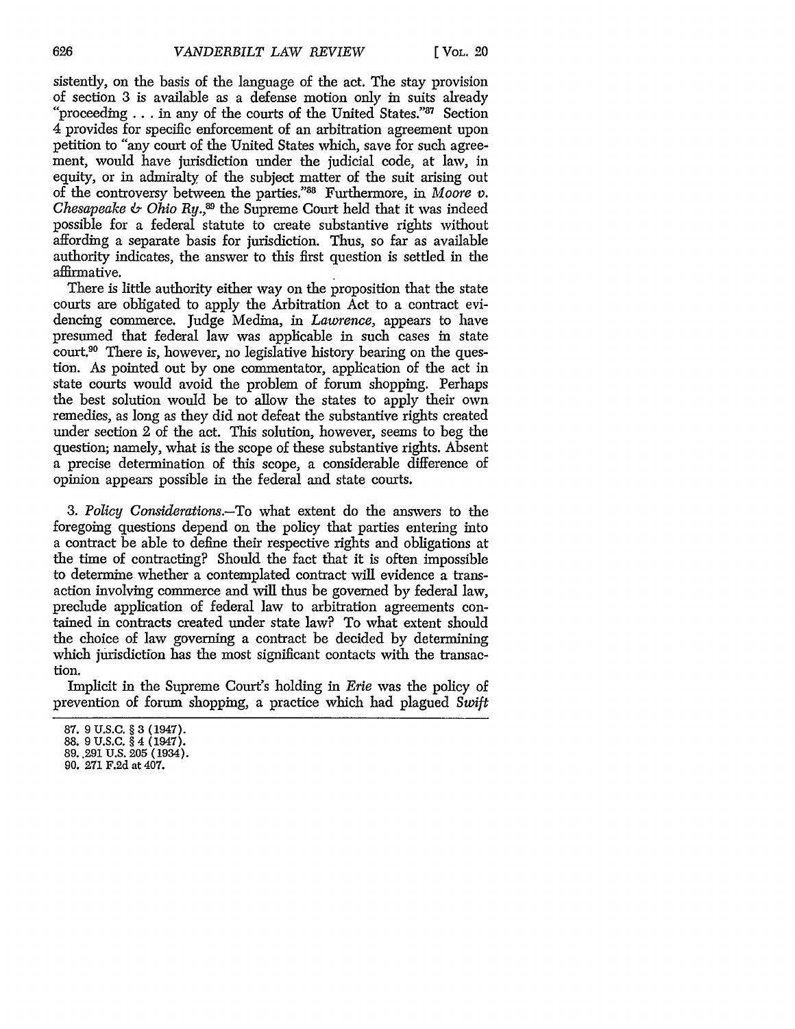sistently, on the basis of the language of the act. The stay provision of section 3 is available as a defense motion only in suits already "proceeding . . . in any of the courts of the United States."[87] Section 4 provides for specific enforcement of an arbitration agreement upon petition to "any court of the United States which, save for such agreement, would have jurisdiction under the judicial code, at law, in equity, or in admiralty of the subject matter of the suit arising out of the controversy between the parties."[88] Furthermore, in *Moore v. Chesapeake & Ohio Ry.*,[89] the Supreme Court held that it was indeed possible for a federal statute to create substantive rights without affording a separate basis for jurisdiction. Thus, so far as available authority indicates, the answer to this first question is settled in the affirmative.

There is little authority either way on the proposition that the state courts are obligated to apply the Arbitration Act to a contract evidencing commerce. Judge Medina, in *Lawrence*, appears to have presumed that federal law was applicable in such cases in state court.[90] There is, however, no legislative history bearing on the question. As pointed out by one commentator, application of the act in state courts would avoid the problem of forum shopping. Perhaps the best solution would be to allow the states to apply their own remedies, as long as they did not defeat the substantive rights created under section 2 of the act. This solution, however, seems to beg the question; namely, what is the scope of these substantive rights. Absent a precise determination of this scope, a considerable difference of opinion appears possible in the federal and state courts.

3. *Policy Considerations*.—To what extent do the answers to the foregoing questions depend on the policy that parties entering into a contract be able to define their respective rights and obligations at the time of contracting? Should the fact that it is often impossible to determine whether a contemplated contract will evidence a transaction involving commerce and will thus be governed by federal law, preclude application of federal law to arbitration agreements contained in contracts created under state law? To what extent should the choice of law governing a contract be decided by determining which jurisdiction has the most significant contacts with the transaction.

Implicit in the Supreme Court's holding in *Erie* was the policy of prevention of forum shopping, a practice which had plagued *Swift*

---

87. 9 U.S.C. § 3 (1947).
88. 9 U.S.C. § 4 (1947).
89. 291 U.S. 205 (1934).
90. 271 F.2d at 407.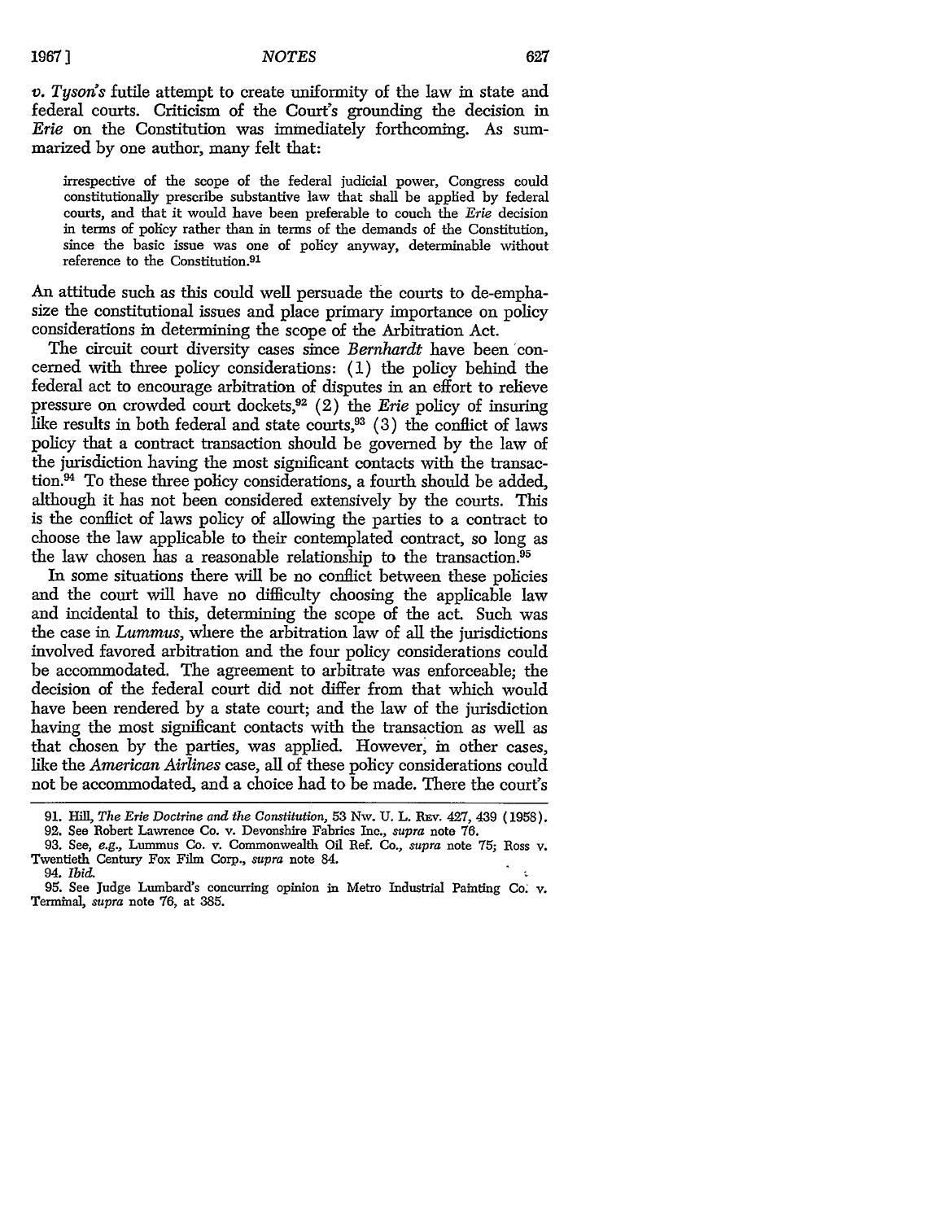*v. Tyson's* futile attempt to create uniformity of the law in state and federal courts. Criticism of the Court's grounding the decision in *Erie* on the Constitution was immediately forthcoming. As summarized by one author, many felt that:

> irrespective of the scope of the federal judicial power, Congress could constitutionally prescribe substantive law that shall be applied by federal courts, and that it would have been preferable to couch the *Erie* decision in terms of policy rather than in terms of the demands of the Constitution, since the basic issue was one of policy anyway, determinable without reference to the Constitution.[91]

An attitude such as this could well persuade the courts to de-emphasize the constitutional issues and place primary importance on policy considerations in determining the scope of the Arbitration Act.

The circuit court diversity cases since *Bernhardt* have been concerned with three policy considerations: (1) the policy behind the federal act to encourage arbitration of disputes in an effort to relieve pressure on crowded court dockets,[92] (2) the *Erie* policy of insuring like results in both federal and state courts,[93] (3) the conflict of laws policy that a contract transaction should be governed by the law of the jurisdiction having the most significant contacts with the transaction.[94] To these three policy considerations, a fourth should be added, although it has not been considered extensively by the courts. This is the conflict of laws policy of allowing the parties to a contract to choose the law applicable to their contemplated contract, so long as the law chosen has a reasonable relationship to the transaction.[95]

In some situations there will be no conflict between these policies and the court will have no difficulty choosing the applicable law and incidental to this, determining the scope of the act. Such was the case in *Lummus*, where the arbitration law of all the jurisdictions involved favored arbitration and the four policy considerations could be accommodated. The agreement to arbitrate was enforceable; the decision of the federal court did not differ from that which would have been rendered by a state court; and the law of the jurisdiction having the most significant contacts with the transaction as well as that chosen by the parties, was applied. However, in other cases, like the *American Airlines* case, all of these policy considerations could not be accommodated, and a choice had to be made. There the court's

---

91. Hill, *The Erie Doctrine and the Constitution*, 53 Nw. U. L. Rev. 427, 439 (1958).

92. See Robert Lawrence Co. v. Devonshire Fabrics Inc., *supra* note 76.

93. See, *e.g.*, Lummus Co. v. Commonwealth Oil Ref. Co., *supra* note 75; Ross v. Twentieth Century Fox Film Corp., *supra* note 84.

94. *Ibid.*

95. See Judge Lumbard's concurring opinion in Metro Industrial Painting Co. v. Terminal, *supra* note 76, at 385.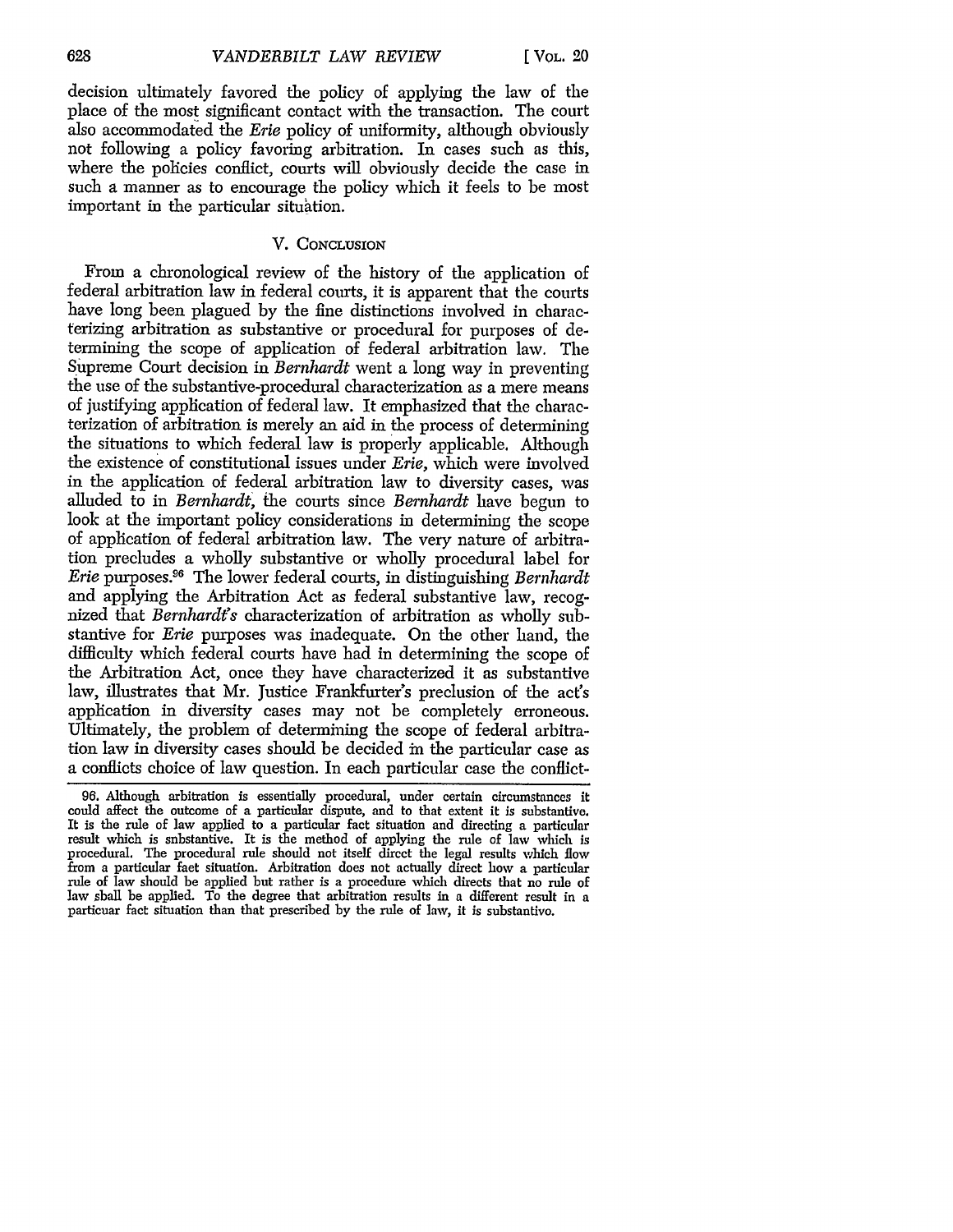decision ultimately favored the policy of applying the law of the place of the most significant contact with the transaction. The court also accommodated the *Erie* policy of uniformity, although obviously not following a policy favoring arbitration. In cases such as this, where the policies conflict, courts will obviously decide the case in such a manner as to encourage the policy which it feels to be most important in the particular situation.

## V. Conclusion

From a chronological review of the history of the application of federal arbitration law in federal courts, it is apparent that the courts have long been plagued by the fine distinctions involved in characterizing arbitration as substantive or procedural for purposes of determining the scope of application of federal arbitration law. The Supreme Court decision in *Bernhardt* went a long way in preventing the use of the substantive-procedural characterization as a mere means of justifying application of federal law. It emphasized that the characterization of arbitration is merely an aid in the process of determining the situations to which federal law is properly applicable. Although the existence of constitutional issues under *Erie*, which were involved in the application of federal arbitration law to diversity cases, was alluded to in *Bernhardt*, the courts since *Bernhardt* have begun to look at the important policy considerations in determining the scope of application of federal arbitration law. The very nature of arbitration precludes a wholly substantive or wholly procedural label for *Erie* purposes.[96] The lower federal courts, in distinguishing *Bernhardt* and applying the Arbitration Act as federal substantive law, recognized that *Bernhardt's* characterization of arbitration as wholly substantive for *Erie* purposes was inadequate. On the other hand, the difficulty which federal courts have had in determining the scope of the Arbitration Act, once they have characterized it as substantive law, illustrates that Mr. Justice Frankfurter's preclusion of the act's application in diversity cases may not be completely erroneous. Ultimately, the problem of determining the scope of federal arbitration law in diversity cases should be decided in the particular case as a conflicts choice of law question. In each particular case the conflict-

96. Although arbitration is essentially procedural, under certain circumstances it could affect the outcome of a particular dispute, and to that extent it is substantive. It is the rule of law applied to a particular fact situation and directing a particular result which is substantive. It is the method of applying the rule of law which is procedural. The procedural rule should not itself direct the legal results which flow from a particular fact situation. Arbitration does not actually direct how a particular rule of law should be applied but rather is a procedure which directs that no rule of law shall be applied. To the degree that arbitration results in a different result in a particuar fact situation than that prescribed by the rule of law, it is substantivo.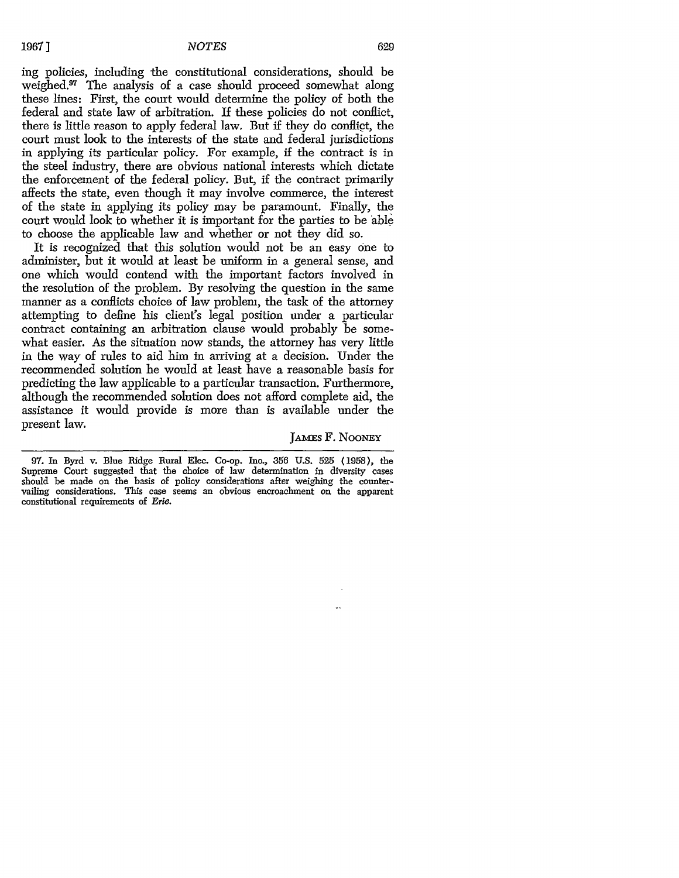ing policies, including the constitutional considerations, should be weighed.[97] The analysis of a case should proceed somewhat along these lines: First, the court would determine the policy of both the federal and state law of arbitration. If these policies do not conflict, there is little reason to apply federal law. But if they do conflict, the court must look to the interests of the state and federal jurisdictions in applying its particular policy. For example, if the contract is in the steel industry, there are obvious national interests which dictate the enforcement of the federal policy. But, if the contract primarily affects the state, even though it may involve commerce, the interest of the state in applying its policy may be paramount. Finally, the court would look to whether it is important for the parties to be able to choose the applicable law and whether or not they did so.

It is recognized that this solution would not be an easy one to administer, but it would at least be uniform in a general sense, and one which would contend with the important factors involved in the resolution of the problem. By resolving the question in the same manner as a conflicts choice of law problem, the task of the attorney attempting to define his client's legal position under a particular contract containing an arbitration clause would probably be somewhat easier. As the situation now stands, the attorney has very little in the way of rules to aid him in arriving at a decision. Under the recommended solution he would at least have a reasonable basis for predicting the law applicable to a particular transaction. Furthermore, although the recommended solution does not afford complete aid, the assistance it would provide is more than is available under the present law.

JAMES F. NOONEY

---

97. In Byrd v. Blue Ridge Rural Elec. Co-op. Inc., 356 U.S. 525 (1958), the Supreme Court suggested that the choice of law determination in diversity cases should be made on the basis of policy considerations after weighing the countervailing considerations. This case seems an obvious encroachment on the apparent constitutional requirements of *Erie*.